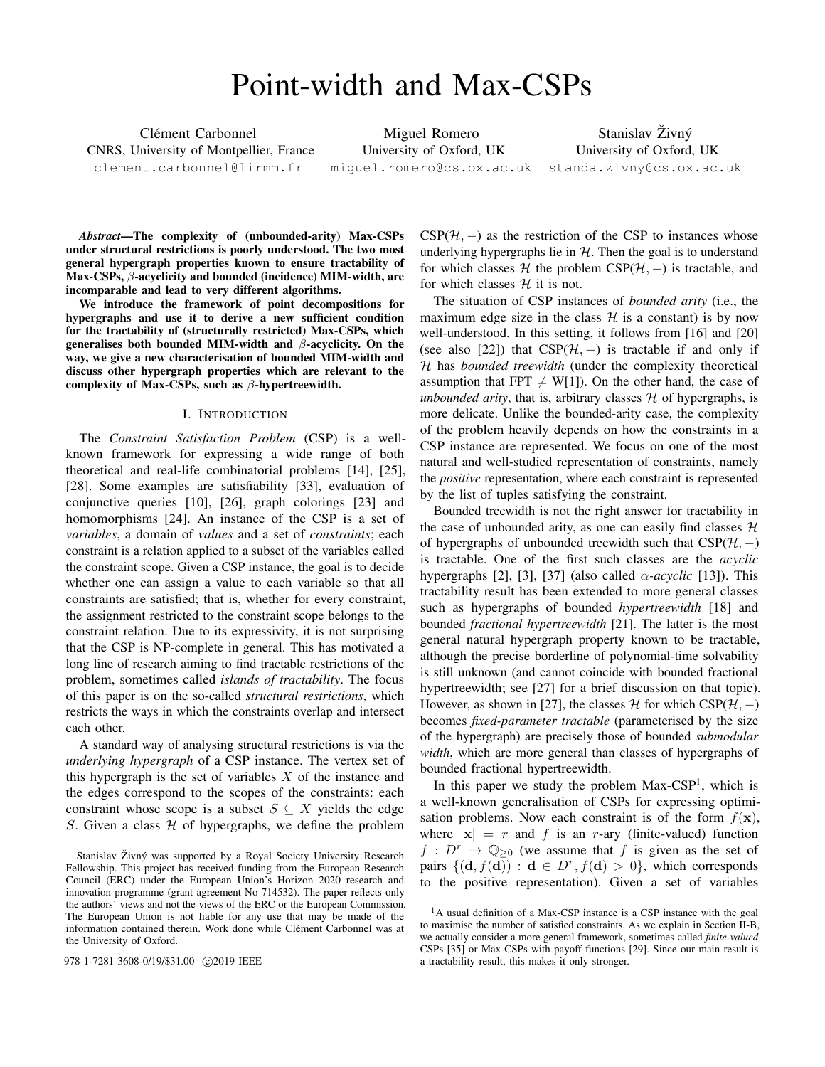# Point-width and Max-CSPs

Clément Carbonnel
CNRS, University of Montpellier, France
clement.carbonnel@lirmm.fr

Miguel Romero
University of Oxford, UK
miguel.romero@cs.ox.ac.uk

Stanislav Živný
University of Oxford, UK
standa.zivny@cs.ox.ac.uk

***Abstract*—The complexity of (unbounded-arity) Max-CSPs under structural restrictions is poorly understood. The two most general hypergraph properties known to ensure tractability of Max-CSPs, $\beta$-acyclicity and bounded (incidence) MIM-width, are incomparable and lead to very different algorithms.**

**We introduce the framework of point decompositions for hypergraphs and use it to derive a new sufficient condition for the tractability of (structurally restricted) Max-CSPs, which generalises both bounded MIM-width and $\beta$-acyclicity. On the way, we give a new characterisation of bounded MIM-width and discuss other hypergraph properties which are relevant to the complexity of Max-CSPs, such as $\beta$-hypertreewidth.**

## I. Introduction

The *Constraint Satisfaction Problem* (CSP) is a well-known framework for expressing a wide range of both theoretical and real-life combinatorial problems [14], [25], [28]. Some examples are satisfiability [33], evaluation of conjunctive queries [10], [26], graph colorings [23] and homomorphisms [24]. An instance of the CSP is a set of *variables*, a domain of *values* and a set of *constraints*; each constraint is a relation applied to a subset of the variables called the constraint scope. Given a CSP instance, the goal is to decide whether one can assign a value to each variable so that all constraints are satisfied; that is, whether for every constraint, the assignment restricted to the constraint scope belongs to the constraint relation. Due to its expressivity, it is not surprising that the CSP is NP-complete in general. This has motivated a long line of research aiming to find tractable restrictions of the problem, sometimes called *islands of tractability*. The focus of this paper is on the so-called *structural restrictions*, which restricts the ways in which the constraints overlap and intersect each other.

A standard way of analysing structural restrictions is via the *underlying hypergraph* of a CSP instance. The vertex set of this hypergraph is the set of variables $X$ of the instance and the edges correspond to the scopes of the constraints: each constraint whose scope is a subset $S \subseteq X$ yields the edge $S$. Given a class $\mathcal{H}$ of hypergraphs, we define the problem $\text{CSP}(\mathcal{H}, -)$ as the restriction of the CSP to instances whose underlying hypergraphs lie in $\mathcal{H}$. Then the goal is to understand for which classes $\mathcal{H}$ the problem $\text{CSP}(\mathcal{H}, -)$ is tractable, and for which classes $\mathcal{H}$ it is not.

The situation of CSP instances of *bounded arity* (i.e., the maximum edge size in the class $\mathcal{H}$ is a constant) is by now well-understood. In this setting, it follows from [16] and [20] (see also [22]) that $\text{CSP}(\mathcal{H}, -)$ is tractable if and only if $\mathcal{H}$ has *bounded treewidth* (under the complexity theoretical assumption that $\text{FPT} \neq \text{W}[1]$). On the other hand, the case of *unbounded arity*, that is, arbitrary classes $\mathcal{H}$ of hypergraphs, is more delicate. Unlike the bounded-arity case, the complexity of the problem heavily depends on how the constraints in a CSP instance are represented. We focus on one of the most natural and well-studied representation of constraints, namely the *positive* representation, where each constraint is represented by the list of tuples satisfying the constraint.

Bounded treewidth is not the right answer for tractability in the case of unbounded arity, as one can easily find classes $\mathcal{H}$ of hypergraphs of unbounded treewidth such that $\text{CSP}(\mathcal{H}, -)$ is tractable. One of the first such classes are the *acyclic* hypergraphs [2], [3], [37] (also called *$\alpha$-acyclic* [13]). This tractability result has been extended to more general classes such as hypergraphs of bounded *hypertreewidth* [18] and bounded *fractional hypertreewidth* [21]. The latter is the most general natural hypergraph property known to be tractable, although the precise borderline of polynomial-time solvability is still unknown (and cannot coincide with bounded fractional hypertreewidth; see [27] for a brief discussion on that topic). However, as shown in [27], the classes $\mathcal{H}$ for which $\text{CSP}(\mathcal{H}, -)$ becomes *fixed-parameter tractable* (parameterised by the size of the hypergraph) are precisely those of bounded *submodular width*, which are more general than classes of hypergraphs of bounded fractional hypertreewidth.

In this paper we study the problem Max-CSP[1], which is a well-known generalisation of CSPs for expressing optimisation problems. Now each constraint is of the form $f(\mathbf{x})$, where $|\mathbf{x}| = r$ and $f$ is an $r$-ary (finite-valued) function $f : D^r \to \mathbb{Q}_{\geq 0}$ (we assume that $f$ is given as the set of pairs $\{(\mathbf{d}, f(\mathbf{d})) : \mathbf{d} \in D^r, f(\mathbf{d}) > 0\}$, which corresponds to the positive representation). Given a set of variables

Stanislav Živný was supported by a Royal Society University Research Fellowship. This project has received funding from the European Research Council (ERC) under the European Union's Horizon 2020 research and innovation programme (grant agreement No 714532). The paper reflects only the authors' views and not the views of the ERC or the European Commission. The European Union is not liable for any use that may be made of the information contained therein. Work done while Clément Carbonnel was at the University of Oxford.

[1] A usual definition of a Max-CSP instance is a CSP instance with the goal to maximise the number of satisfied constraints. As we explain in Section II-B, we actually consider a more general framework, sometimes called *finite-valued* CSPs [35] or Max-CSPs with payoff functions [29]. Since our main result is a tractability result, this makes it only stronger.

978-1-7281-3608-0/19/$31.00 ©2019 IEEE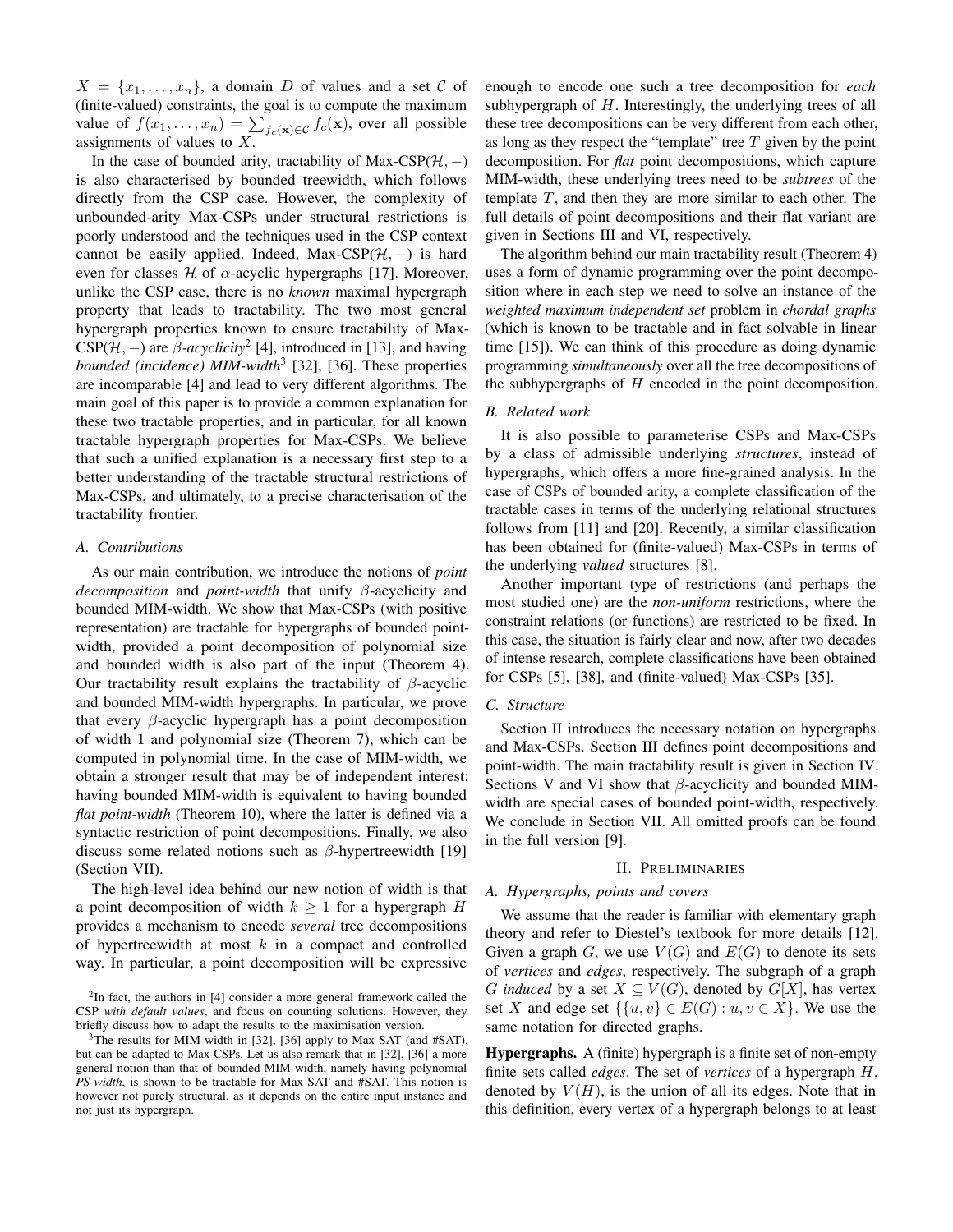$X = \{x_1, \ldots, x_n\}$, a domain $D$ of values and a set $\mathcal{C}$ of (finite-valued) constraints, the goal is to compute the maximum value of $f(x_1, \ldots, x_n) = \sum_{f_c(\mathbf{x}) \in \mathcal{C}} f_c(\mathbf{x})$, over all possible assignments of values to $X$.

In the case of bounded arity, tractability of Max-CSP($\mathcal{H}, -$) is also characterised by bounded treewidth, which follows directly from the CSP case. However, the complexity of unbounded-arity Max-CSPs under structural restrictions is poorly understood and the techniques used in the CSP context cannot be easily applied. Indeed, Max-CSP($\mathcal{H}, -$) is hard even for classes $\mathcal{H}$ of $\alpha$-acyclic hypergraphs [17]. Moreover, unlike the CSP case, there is no *known* maximal hypergraph property that leads to tractability. The two most general hypergraph properties known to ensure tractability of Max-CSP($\mathcal{H}, -$) are *$\beta$-acyclicity*[2] [4], introduced in [13], and having *bounded (incidence) MIM-width*[3] [32], [36]. These properties are incomparable [4] and lead to very different algorithms. The main goal of this paper is to provide a common explanation for these two tractable properties, and in particular, for all known tractable hypergraph properties for Max-CSPs. We believe that such a unified explanation is a necessary first step to a better understanding of the tractable structural restrictions of Max-CSPs, and ultimately, to a precise characterisation of the tractability frontier.

### A. Contributions

As our main contribution, we introduce the notions of *point decomposition* and *point-width* that unify $\beta$-acyclicity and bounded MIM-width. We show that Max-CSPs (with positive representation) are tractable for hypergraphs of bounded point-width, provided a point decomposition of polynomial size and bounded width is also part of the input (Theorem 4). Our tractability result explains the tractability of $\beta$-acyclic and bounded MIM-width hypergraphs. In particular, we prove that every $\beta$-acyclic hypergraph has a point decomposition of width 1 and polynomial size (Theorem 7), which can be computed in polynomial time. In the case of MIM-width, we obtain a stronger result that may be of independent interest: having bounded MIM-width is equivalent to having bounded *flat point-width* (Theorem 10), where the latter is defined via a syntactic restriction of point decompositions. Finally, we also discuss some related notions such as $\beta$-hypertreewidth [19] (Section VII).

The high-level idea behind our new notion of width is that a point decomposition of width $k \geq 1$ for a hypergraph $H$ provides a mechanism to encode *several* tree decompositions of hypertreewidth at most $k$ in a compact and controlled way. In particular, a point decomposition will be expressive enough to encode one such a tree decomposition for *each* subhypergraph of $H$. Interestingly, the underlying trees of all these tree decompositions can be very different from each other, as long as they respect the "template" tree $T$ given by the point decomposition. For *flat* point decompositions, which capture MIM-width, these underlying trees need to be *subtrees* of the template $T$, and then they are more similar to each other. The full details of point decompositions and their flat variant are given in Sections III and VI, respectively.

The algorithm behind our main tractability result (Theorem 4) uses a form of dynamic programming over the point decomposition where in each step we need to solve an instance of the *weighted maximum independent set* problem in *chordal graphs* (which is known to be tractable and in fact solvable in linear time [15]). We can think of this procedure as doing dynamic programming *simultaneously* over all the tree decompositions of the subhypergraphs of $H$ encoded in the point decomposition.

### B. Related work

It is also possible to parameterise CSPs and Max-CSPs by a class of admissible underlying *structures*, instead of hypergraphs, which offers a more fine-grained analysis. In the case of CSPs of bounded arity, a complete classification of the tractable cases in terms of the underlying relational structures follows from [11] and [20]. Recently, a similar classification has been obtained for (finite-valued) Max-CSPs in terms of the underlying *valued* structures [8].

Another important type of restrictions (and perhaps the most studied one) are the *non-uniform* restrictions, where the constraint relations (or functions) are restricted to be fixed. In this case, the situation is fairly clear and now, after two decades of intense research, complete classifications have been obtained for CSPs [5], [38], and (finite-valued) Max-CSPs [35].

### C. Structure

Section II introduces the necessary notation on hypergraphs and Max-CSPs. Section III defines point decompositions and point-width. The main tractability result is given in Section IV. Sections V and VI show that $\beta$-acyclicity and bounded MIM-width are special cases of bounded point-width, respectively. We conclude in Section VII. All omitted proofs can be found in the full version [9].

## II. Preliminaries

### A. Hypergraphs, points and covers

We assume that the reader is familiar with elementary graph theory and refer to Diestel's textbook for more details [12]. Given a graph $G$, we use $V(G)$ and $E(G)$ to denote its sets of *vertices* and *edges*, respectively. The subgraph of a graph $G$ *induced* by a set $X \subseteq V(G)$, denoted by $G[X]$, has vertex set $X$ and edge set $\{\{u, v\} \in E(G) : u, v \in X\}$. We use the same notation for directed graphs.

**Hypergraphs.** A (finite) hypergraph is a finite set of non-empty finite sets called *edges*. The set of *vertices* of a hypergraph $H$, denoted by $V(H)$, is the union of all its edges. Note that in this definition, every vertex of a hypergraph belongs to at least

[2] In fact, the authors in [4] consider a more general framework called the CSP *with default values*, and focus on counting solutions. However, they briefly discuss how to adapt the results to the maximisation version.

[3] The results for MIM-width in [32], [36] apply to Max-SAT (and #SAT), but can be adapted to Max-CSPs. Let us also remark that in [32], [36] a more general notion than that of bounded MIM-width, namely having polynomial *PS-width*, is shown to be tractable for Max-SAT and #SAT. This notion is however not purely structural, as it depends on the entire input instance and not just its hypergraph.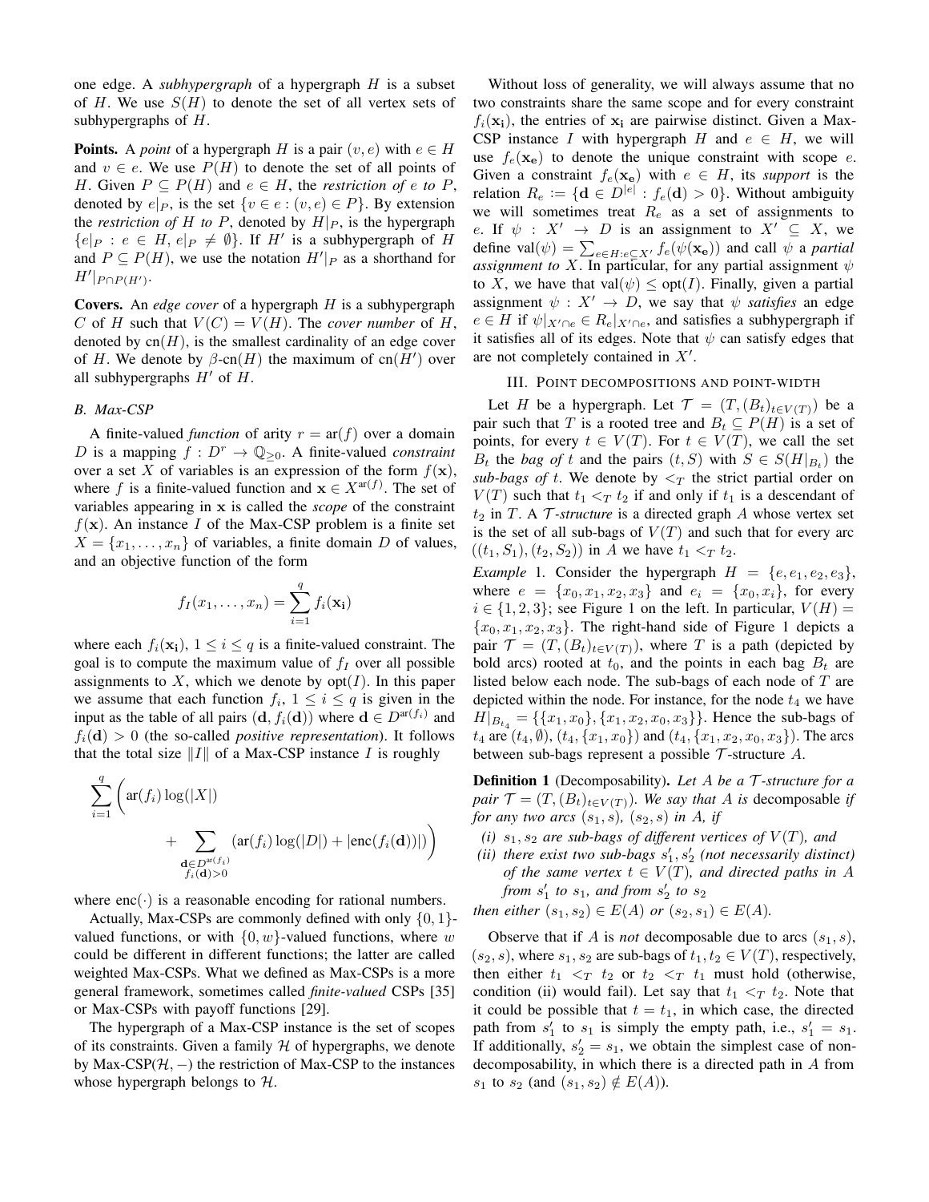one edge. A *subhypergraph* of a hypergraph $H$ is a subset of $H$. We use $S(H)$ to denote the set of all vertex sets of subhypergraphs of $H$.

**Points.** A *point* of a hypergraph $H$ is a pair $(v, e)$ with $e \in H$ and $v \in e$. We use $P(H)$ to denote the set of all points of $H$. Given $P \subseteq P(H)$ and $e \in H$, the *restriction of $e$ to $P$*, denoted by $e|_P$, is the set $\{v \in e : (v, e) \in P\}$. By extension the *restriction of $H$ to $P$*, denoted by $H|_P$, is the hypergraph $\{e|_P : e \in H, e|_P \neq \emptyset\}$. If $H'$ is a subhypergraph of $H$ and $P \subseteq P(H)$, we use the notation $H'|_P$ as a shorthand for $H'|_{P\cap P(H')}$.

**Covers.** An *edge cover* of a hypergraph $H$ is a subhypergraph $C$ of $H$ such that $V(C) = V(H)$. The *cover number* of $H$, denoted by $\text{cn}(H)$, is the smallest cardinality of an edge cover of $H$. We denote by $\beta\text{-cn}(H)$ the maximum of $\text{cn}(H')$ over all subhypergraphs $H'$ of $H$.

### B. Max-CSP

A finite-valued *function* of arity $r = \text{ar}(f)$ over a domain $D$ is a mapping $f : D^r \to \mathbb{Q}_{\geq 0}$. A finite-valued *constraint* over a set $X$ of variables is an expression of the form $f(\mathbf{x})$, where $f$ is a finite-valued function and $\mathbf{x} \in X^{\text{ar}(f)}$. The set of variables appearing in $\mathbf{x}$ is called the *scope* of the constraint $f(\mathbf{x})$. An instance $I$ of the Max-CSP problem is a finite set $X = \{x_1, \dots, x_n\}$ of variables, a finite domain $D$ of values, and an objective function of the form

$$f_I(x_1, \dots, x_n) = \sum_{i=1}^{q} f_i(\mathbf{x_i})$$

where each $f_i(\mathbf{x_i})$, $1 \leq i \leq q$ is a finite-valued constraint. The goal is to compute the maximum value of $f_I$ over all possible assignments to $X$, which we denote by $\text{opt}(I)$. In this paper we assume that each function $f_i$, $1 \leq i \leq q$ is given in the input as the table of all pairs $(\mathbf{d}, f_i(\mathbf{d}))$ where $\mathbf{d} \in D^{\text{ar}(f_i)}$ and $f_i(\mathbf{d}) > 0$ (the so-called *positive representation*). It follows that the total size $\|I\|$ of a Max-CSP instance $I$ is roughly

$$\sum_{i=1}^{q} \Bigg( \text{ar}(f_i) \log(|X|) + \sum_{\substack{\mathbf{d} \in D^{\text{ar}(f_i)} \\ f_i(\mathbf{d}) > 0}} (\text{ar}(f_i) \log(|D|) + |\text{enc}(f_i(\mathbf{d}))|) \Bigg)$$

where $\text{enc}(\cdot)$ is a reasonable encoding for rational numbers.

Actually, Max-CSPs are commonly defined with only $\{0, 1\}$-valued functions, or with $\{0, w\}$-valued functions, where $w$ could be different in different functions; the latter are called weighted Max-CSPs. What we defined as Max-CSPs is a more general framework, sometimes called *finite-valued* CSPs [35] or Max-CSPs with payoff functions [29].

The hypergraph of a Max-CSP instance is the set of scopes of its constraints. Given a family $\mathcal{H}$ of hypergraphs, we denote by Max-CSP($\mathcal{H}$, $-$) the restriction of Max-CSP to the instances whose hypergraph belongs to $\mathcal{H}$.

Without loss of generality, we will always assume that no two constraints share the same scope and for every constraint $f_i(\mathbf{x_i})$, the entries of $\mathbf{x_i}$ are pairwise distinct. Given a Max-CSP instance $I$ with hypergraph $H$ and $e \in H$, we will use $f_e(\mathbf{x_e})$ to denote the unique constraint with scope $e$. Given a constraint $f_e(\mathbf{x_e})$ with $e \in H$, its *support* is the relation $R_e := \{\mathbf{d} \in D^{|e|} : f_e(\mathbf{d}) > 0\}$. Without ambiguity we will sometimes treat $R_e$ as a set of assignments to $e$. If $\psi : X' \to D$ is an assignment to $X' \subseteq X$, we define $\text{val}(\psi) = \sum_{e \in H: e \subseteq X'} f_e(\psi(\mathbf{x_e}))$ and call $\psi$ a *partial assignment to* $X$. In particular, for any partial assignment $\psi$ to $X$, we have that $\text{val}(\psi) \leq \text{opt}(I)$. Finally, given a partial assignment $\psi : X' \to D$, we say that $\psi$ *satisfies* an edge $e \in H$ if $\psi|_{X' \cap e} \in R_e|_{X' \cap e}$, and satisfies a subhypergraph if it satisfies all of its edges. Note that $\psi$ can satisfy edges that are not completely contained in $X'$.

## III. Point decompositions and point-width

Let $H$ be a hypergraph. Let $\mathcal{T} = (T, (B_t)_{t \in V(T)})$ be a pair such that $T$ is a rooted tree and $B_t \subseteq P(H)$ is a set of points, for every $t \in V(T)$. For $t \in V(T)$, we call the set $B_t$ the *bag of* $t$ and the pairs $(t, S)$ with $S \in S(H|_{B_t})$ the *sub-bags of* $t$. We denote by $<_T$ the strict partial order on $V(T)$ such that $t_1 <_T t_2$ if and only if $t_1$ is a descendant of $t_2$ in $T$. A $\mathcal{T}$*-structure* is a directed graph $A$ whose vertex set is the set of all sub-bags of $V(T)$ and such that for every arc $((t_1, S_1), (t_2, S_2))$ in $A$ we have $t_1 <_T t_2$.

*Example* 1. Consider the hypergraph $H = \{e, e_1, e_2, e_3\}$, where $e = \{x_0, x_1, x_2, x_3\}$ and $e_i = \{x_0, x_i\}$, for every $i \in \{1, 2, 3\}$; see Figure 1 on the left. In particular, $V(H) = \{x_0, x_1, x_2, x_3\}$. The right-hand side of Figure 1 depicts a pair $\mathcal{T} = (T, (B_t)_{t \in V(T)})$, where $T$ is a path (depicted by bold arcs) rooted at $t_0$, and the points in each bag $B_t$ are listed below each node. The sub-bags of each node of $T$ are depicted within the node. For instance, for the node $t_4$ we have $H|_{B_{t_4}} = \{\{x_1, x_0\}, \{x_1, x_2, x_0, x_3\}\}$. Hence the sub-bags of $t_4$ are $(t_4, \emptyset)$, $(t_4, \{x_1, x_0\})$ and $(t_4, \{x_1, x_2, x_0, x_3\})$. The arcs between sub-bags represent a possible $\mathcal{T}$-structure $A$.

**Definition 1** (Decomposability)**.** *Let $A$ be a $\mathcal{T}$-structure for a pair $\mathcal{T} = (T, (B_t)_{t \in V(T)})$. We say that $A$ is* decomposable *if for any two arcs $(s_1, s)$, $(s_2, s)$ in $A$, if*

*(i) $s_1, s_2$ are sub-bags of different vertices of $V(T)$, and*
*(ii) there exist two sub-bags $s'_1, s'_2$ (not necessarily distinct) of the same vertex $t \in V(T)$, and directed paths in $A$ from $s'_1$ to $s_1$, and from $s'_2$ to $s_2$*

*then either $(s_1, s_2) \in E(A)$ or $(s_2, s_1) \in E(A)$.*

Observe that if $A$ is *not* decomposable due to arcs $(s_1, s)$, $(s_2, s)$, where $s_1, s_2$ are sub-bags of $t_1, t_2 \in V(T)$, respectively, then either $t_1 <_T t_2$ or $t_2 <_T t_1$ must hold (otherwise, condition (ii) would fail). Let say that $t_1 <_T t_2$. Note that it could be possible that $t = t_1$, in which case, the directed path from $s'_1$ to $s_1$ is simply the empty path, i.e., $s'_1 = s_1$. If additionally, $s'_2 = s_1$, we obtain the simplest case of non-decomposability, in which there is a directed path in $A$ from $s_1$ to $s_2$ (and $(s_1, s_2) \notin E(A)$).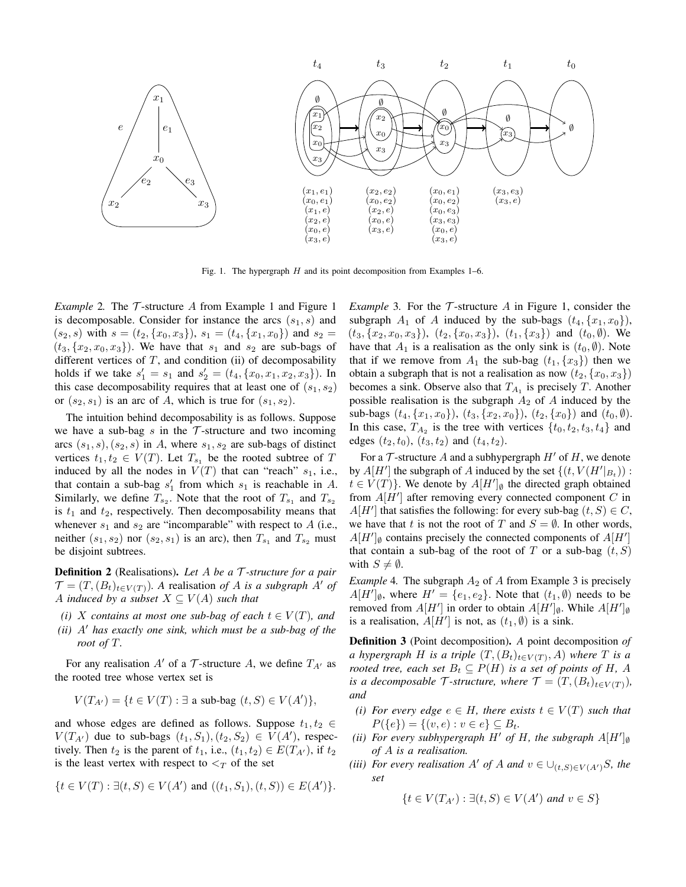Fig. 1. The hypergraph $H$ and its point decomposition from Examples 1–6.

*Example* 2*.* The $\mathcal{T}$-structure $A$ from Example 1 and Figure 1 is decomposable. Consider for instance the arcs $(s_1, s)$ and $(s_2, s)$ with $s = (t_2, \{x_0, x_3\})$, $s_1 = (t_4, \{x_1, x_0\})$ and $s_2 = (t_3, \{x_2, x_0, x_3\})$. We have that $s_1$ and $s_2$ are sub-bags of different vertices of $T$, and condition (ii) of decomposability holds if we take $s_1' = s_1$ and $s_2' = (t_4, \{x_0, x_1, x_2, x_3\})$. In this case decomposability requires that at least one of $(s_1, s_2)$ or $(s_2, s_1)$ is an arc of $A$, which is true for $(s_1, s_2)$.

The intuition behind decomposability is as follows. Suppose we have a sub-bag $s$ in the $\mathcal{T}$-structure and two incoming arcs $(s_1, s), (s_2, s)$ in $A$, where $s_1, s_2$ are sub-bags of distinct vertices $t_1, t_2 \in V(T)$. Let $T_{s_1}$ be the rooted subtree of $T$ induced by all the nodes in $V(T)$ that can "reach" $s_1$, i.e., that contain a sub-bag $s_1'$ from which $s_1$ is reachable in $A$. Similarly, we define $T_{s_2}$. Note that the root of $T_{s_1}$ and $T_{s_2}$ is $t_1$ and $t_2$, respectively. Then decomposability means that whenever $s_1$ and $s_2$ are "incomparable" with respect to $A$ (i.e., neither $(s_1, s_2)$ nor $(s_2, s_1)$ is an arc), then $T_{s_1}$ and $T_{s_2}$ must be disjoint subtrees.

**Definition 2** (Realisations)**.** *Let $A$ be a $\mathcal{T}$-structure for a pair $\mathcal{T} = (T, (B_t)_{t\in V(T)})$. A* realisation *of $A$ is a subgraph $A'$ of $A$ induced by a subset $X \subseteq V(A)$ such that*

*(i) $X$ contains at most one sub-bag of each $t \in V(T)$, and*

*(ii) $A'$ has exactly one sink, which must be a sub-bag of the root of $T$.*

For any realisation $A'$ of a $\mathcal{T}$-structure $A$, we define $T_{A'}$ as the rooted tree whose vertex set is

$$V(T_{A'}) = \{t \in V(T) : \exists \text{ a sub-bag } (t, S) \in V(A')\},$$

and whose edges are defined as follows. Suppose $t_1, t_2 \in V(T_{A'})$ due to sub-bags $(t_1, S_1), (t_2, S_2) \in V(A')$, respectively. Then $t_2$ is the parent of $t_1$, i.e., $(t_1, t_2) \in E(T_{A'})$, if $t_2$ is the least vertex with respect to $<_T$ of the set

$$\{t \in V(T) : \exists (t, S) \in V(A') \text{ and } ((t_1, S_1), (t, S)) \in E(A')\}.$$

*Example* 3*.* For the $\mathcal{T}$-structure $A$ in Figure 1, consider the subgraph $A_1$ of $A$ induced by the sub-bags $(t_4, \{x_1, x_0\})$, $(t_3, \{x_2, x_0, x_3\})$, $(t_2, \{x_0, x_3\})$, $(t_1, \{x_3\})$ and $(t_0, \emptyset)$. We have that $A_1$ is a realisation as the only sink is $(t_0, \emptyset)$. Note that if we remove from $A_1$ the sub-bag $(t_1, \{x_3\})$ then we obtain a subgraph that is not a realisation as now $(t_2, \{x_0, x_3\})$ becomes a sink. Observe also that $T_{A_1}$ is precisely $T$. Another possible realisation is the subgraph $A_2$ of $A$ induced by the sub-bags $(t_4, \{x_1, x_0\})$, $(t_3, \{x_2, x_0\})$, $(t_2, \{x_0\})$ and $(t_0, \emptyset)$. In this case, $T_{A_2}$ is the tree with vertices $\{t_0, t_2, t_3, t_4\}$ and edges $(t_2, t_0)$, $(t_3, t_2)$ and $(t_4, t_2)$.

For a $\mathcal{T}$-structure $A$ and a subhypergraph $H'$ of $H$, we denote by $A[H']$ the subgraph of $A$ induced by the set $\{(t, V(H'|_{B_t})) : t \in V(T)\}$. We denote by $A[H']_\emptyset$ the directed graph obtained from $A[H']$ after removing every connected component $C$ in $A[H']$ that satisfies the following: for every sub-bag $(t, S) \in C$, we have that $t$ is not the root of $T$ and $S = \emptyset$. In other words, $A[H']_\emptyset$ contains precisely the connected components of $A[H']$ that contain a sub-bag of the root of $T$ or a sub-bag $(t, S)$ with $S \neq \emptyset$.

*Example* 4*.* The subgraph $A_2$ of $A$ from Example 3 is precisely $A[H']_\emptyset$, where $H' = \{e_1, e_2\}$. Note that $(t_1, \emptyset)$ needs to be removed from $A[H']$ in order to obtain $A[H']_\emptyset$. While $A[H']_\emptyset$ is a realisation, $A[H']$ is not, as $(t_1, \emptyset)$ is a sink.

**Definition 3** (Point decomposition)**.** *A* point decomposition *of a hypergraph $H$ is a triple $(T, (B_t)_{t\in V(T)}, A)$ where $T$ is a rooted tree, each set $B_t \subseteq P(H)$ is a set of points of $H$, $A$ is a decomposable $\mathcal{T}$-structure, where $\mathcal{T} = (T, (B_t)_{t\in V(T)})$, and*

*(i) For every edge $e \in H$, there exists $t \in V(T)$ such that $P(\{e\}) = \{(v, e) : v \in e\} \subseteq B_t$.*

*(ii) For every subhypergraph $H'$ of $H$, the subgraph $A[H']_\emptyset$ of $A$ is a realisation.*

*(iii) For every realisation $A'$ of $A$ and $v \in \cup_{(t,S)\in V(A')} S$, the set*

$$\{t \in V(T_{A'}) : \exists (t, S) \in V(A') \text{ and } v \in S\}$$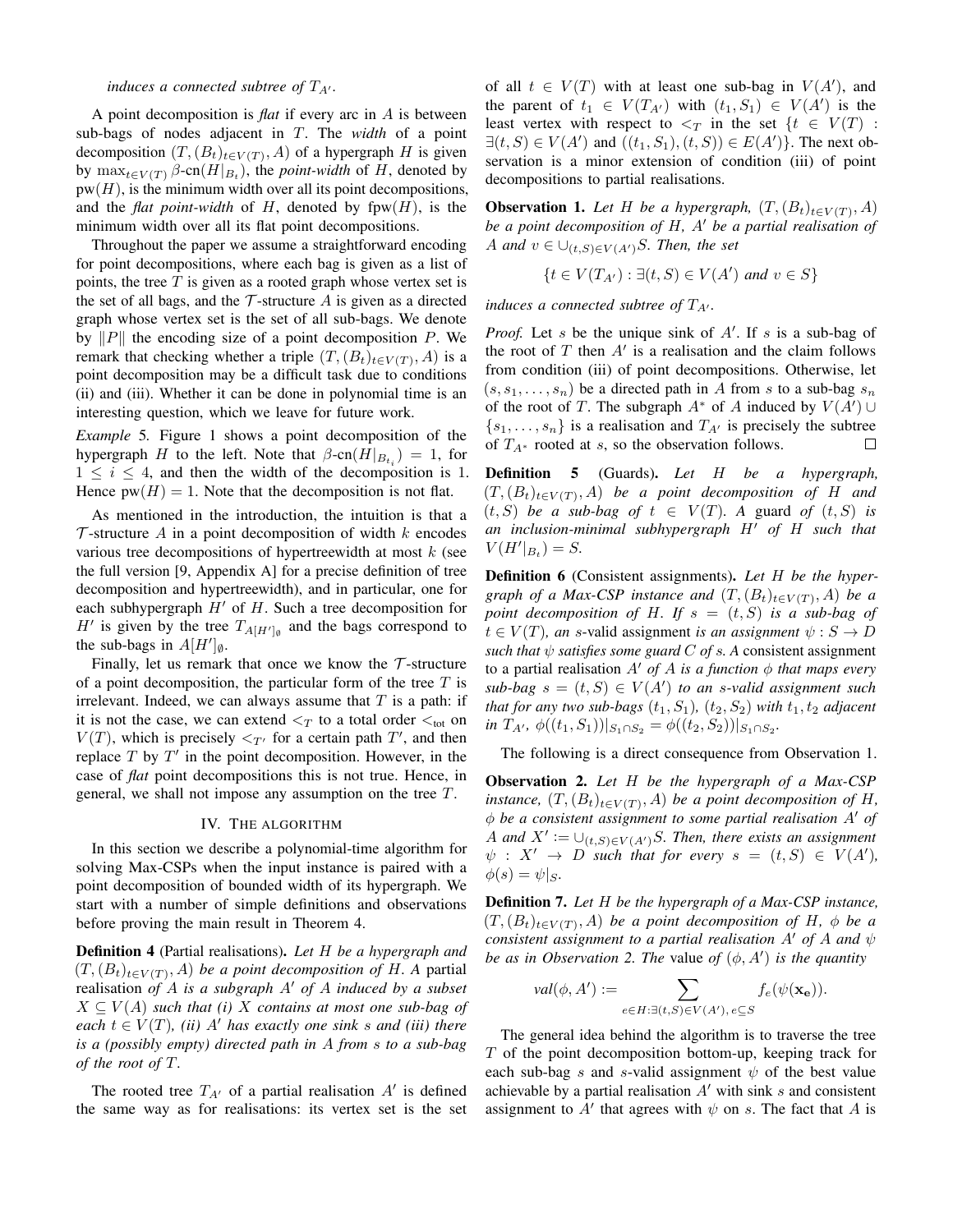*induces a connected subtree of $T_{A'}$.*

A point decomposition is *flat* if every arc in $A$ is between sub-bags of nodes adjacent in $T$. The *width* of a point decomposition $(T,(B_t)_{t\in V(T)},A)$ of a hypergraph $H$ is given by $\max_{t\in V(T)} \beta\text{-cn}(H|_{B_t})$, the *point-width* of $H$, denoted by $\text{pw}(H)$, is the minimum width over all its point decompositions, and the *flat point-width* of $H$, denoted by $\text{fpw}(H)$, is the minimum width over all its flat point decompositions.

Throughout the paper we assume a straightforward encoding for point decompositions, where each bag is given as a list of points, the tree $T$ is given as a rooted graph whose vertex set is the set of all bags, and the $\mathcal{T}$-structure $A$ is given as a directed graph whose vertex set is the set of all sub-bags. We denote by $\|P\|$ the encoding size of a point decomposition $P$. We remark that checking whether a triple $(T,(B_t)_{t\in V(T)},A)$ is a point decomposition may be a difficult task due to conditions (ii) and (iii). Whether it can be done in polynomial time is an interesting question, which we leave for future work.

*Example* 5. Figure 1 shows a point decomposition of the hypergraph $H$ to the left. Note that $\beta\text{-cn}(H|_{B_{t_i}}) = 1$, for $1 \leq i \leq 4$, and then the width of the decomposition is 1. Hence $\text{pw}(H) = 1$. Note that the decomposition is not flat.

As mentioned in the introduction, the intuition is that a $\mathcal{T}$-structure $A$ in a point decomposition of width $k$ encodes various tree decompositions of hypertreewidth at most $k$ (see the full version [9, Appendix A] for a precise definition of tree decomposition and hypertreewidth), and in particular, one for each subhypergraph $H'$ of $H$. Such a tree decomposition for $H'$ is given by the tree $T_{A[H']_\emptyset}$ and the bags correspond to the sub-bags in $A[H']_\emptyset$.

Finally, let us remark that once we know the $\mathcal{T}$-structure of a point decomposition, the particular form of the tree $T$ is irrelevant. Indeed, we can always assume that $T$ is a path: if it is not the case, we can extend $<_T$ to a total order $<_{\text{tot}}$ on $V(T)$, which is precisely $<_{T'}$ for a certain path $T'$, and then replace $T$ by $T'$ in the point decomposition. However, in the case of *flat* point decompositions this is not true. Hence, in general, we shall not impose any assumption on the tree $T$.

## IV. The algorithm

In this section we describe a polynomial-time algorithm for solving Max-CSPs when the input instance is paired with a point decomposition of bounded width of its hypergraph. We start with a number of simple definitions and observations before proving the main result in Theorem 4.

**Definition 4** (Partial realisations)**.** *Let $H$ be a hypergraph and $(T,(B_t)_{t\in V(T)},A)$ be a point decomposition of $H$. A* partial realisation *of $A$ is a subgraph $A'$ of $A$ induced by a subset $X \subseteq V(A)$ such that (i) $X$ contains at most one sub-bag of each $t \in V(T)$, (ii) $A'$ has exactly one sink $s$ and (iii) there is a (possibly empty) directed path in $A$ from $s$ to a sub-bag of the root of $T$.*

The rooted tree $T_{A'}$ of a partial realisation $A'$ is defined the same way as for realisations: its vertex set is the set of all $t \in V(T)$ with at least one sub-bag in $V(A')$, and the parent of $t_1 \in V(T_{A'})$ with $(t_1,S_1) \in V(A')$ is the least vertex with respect to $<_T$ in the set $\{t \in V(T) : \exists(t,S) \in V(A') \text{ and } ((t_1,S_1),(t,S)) \in E(A')\}$. The next observation is a minor extension of condition (iii) of point decompositions to partial realisations.

**Observation 1.** *Let $H$ be a hypergraph, $(T,(B_t)_{t\in V(T)},A)$ be a point decomposition of $H$, $A'$ be a partial realisation of $A$ and $v \in \cup_{(t,S)\in V(A')}S$. Then, the set*

$$\{t \in V(T_{A'}) : \exists(t,S) \in V(A') \text{ and } v \in S\}$$

*induces a connected subtree of $T_{A'}$.*

*Proof.* Let $s$ be the unique sink of $A'$. If $s$ is a sub-bag of the root of $T$ then $A'$ is a realisation and the claim follows from condition (iii) of point decompositions. Otherwise, let $(s,s_1,\ldots,s_n)$ be a directed path in $A$ from $s$ to a sub-bag $s_n$ of the root of $T$. The subgraph $A^*$ of $A$ induced by $V(A') \cup \{s_1,\ldots,s_n\}$ is a realisation and $T_{A'}$ is precisely the subtree of $T_{A^*}$ rooted at $s$, so the observation follows. □

**Definition 5** (Guards)**.** *Let $H$ be a hypergraph, $(T,(B_t)_{t\in V(T)},A)$ be a point decomposition of $H$ and $(t,S)$ be a sub-bag of $t \in V(T)$. A* guard *of $(t,S)$ is an inclusion-minimal subhypergraph $H'$ of $H$ such that $V(H'|_{B_t}) = S$.*

**Definition 6** (Consistent assignments)**.** *Let $H$ be the hypergraph of a Max-CSP instance and $(T,(B_t)_{t\in V(T)},A)$ be a point decomposition of $H$. If $s = (t,S)$ is a sub-bag of $t \in V(T)$, an* $s$-valid assignment *is an assignment $\psi : S \to D$ such that $\psi$ satisfies some guard $C$ of $s$. A* consistent assignment *to a partial realisation $A'$ of $A$ is a function $\phi$ that maps every sub-bag $s = (t,S) \in V(A')$ to an $s$-valid assignment such that for any two sub-bags $(t_1,S_1)$, $(t_2,S_2)$ with $t_1,t_2$ adjacent in $T_{A'}$, $\phi((t_1,S_1))|_{S_1\cap S_2} = \phi((t_2,S_2))|_{S_1\cap S_2}$.*

The following is a direct consequence from Observation 1.

**Observation 2.** *Let $H$ be the hypergraph of a Max-CSP instance, $(T,(B_t)_{t\in V(T)},A)$ be a point decomposition of $H$, $\phi$ be a consistent assignment to some partial realisation $A'$ of $A$ and $X' := \cup_{(t,S)\in V(A')}S$. Then, there exists an assignment $\psi : X' \to D$ such that for every $s = (t,S) \in V(A')$, $\phi(s) = \psi|_S$.*

**Definition 7.** *Let $H$ be the hypergraph of a Max-CSP instance, $(T,(B_t)_{t\in V(T)},A)$ be a point decomposition of $H$, $\phi$ be a consistent assignment to a partial realisation $A'$ of $A$ and $\psi$ be as in Observation 2. The* value *of $(\phi,A')$ is the quantity*

$$val(\phi,A') := \sum_{e\in H:\exists(t,S)\in V(A'),\, e\subseteq S} f_e(\psi(\mathbf{x_e})).$$

The general idea behind the algorithm is to traverse the tree $T$ of the point decomposition bottom-up, keeping track for each sub-bag $s$ and $s$-valid assignment $\psi$ of the best value achievable by a partial realisation $A'$ with sink $s$ and consistent assignment to $A'$ that agrees with $\psi$ on $s$. The fact that $A$ is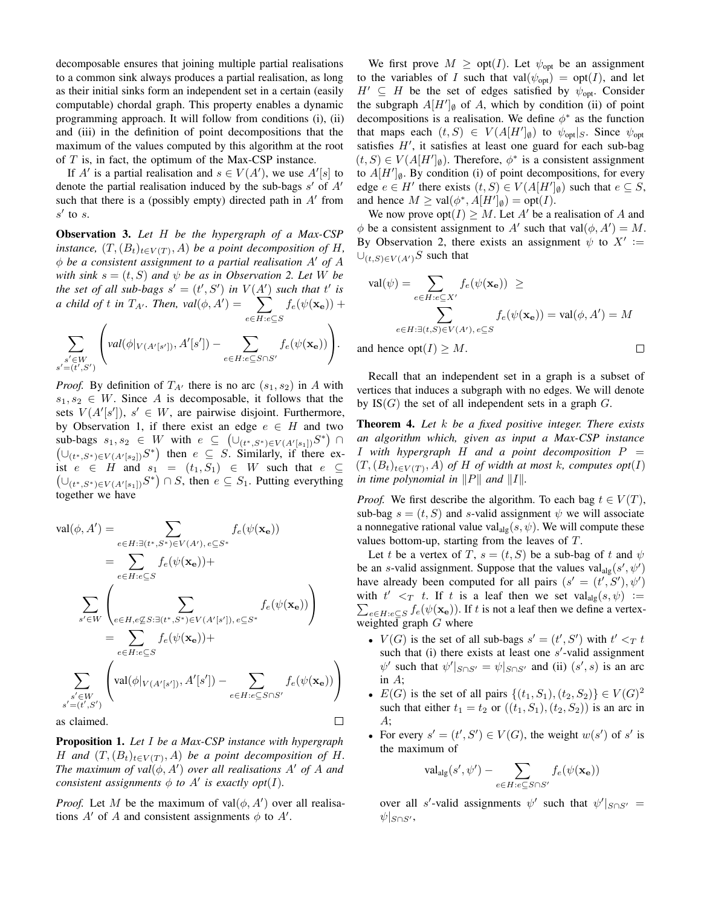decomposable ensures that joining multiple partial realisations to a common sink always produces a partial realisation, as long as their initial sinks form an independent set in a certain (easily computable) chordal graph. This property enables a dynamic programming approach. It will follow from conditions (i), (ii) and (iii) in the definition of point decompositions that the maximum of the values computed by this algorithm at the root of $T$ is, in fact, the optimum of the Max-CSP instance.

If $A'$ is a partial realisation and $s \in V(A')$, we use $A'[s]$ to denote the partial realisation induced by the sub-bags $s'$ of $A'$ such that there is a (possibly empty) directed path in $A'$ from $s'$ to $s$.

**Observation 3.** *Let $H$ be the hypergraph of a Max-CSP instance, $(T, (B_t)_{t \in V(T)}, A)$ be a point decomposition of $H$, $\phi$ be a consistent assignment to a partial realisation $A'$ of $A$ with sink $s = (t, S)$ and $\psi$ be as in Observation 2. Let $W$ be the set of all sub-bags $s' = (t', S')$ in $V(A')$ such that $t'$ is a child of $t$ in $T_{A'}$. Then,* $\text{val}(\phi, A') = \sum_{e \in H : e \subseteq S} f_e(\psi(\mathbf{x_e})) +$

$$\sum_{\substack{s' \in W \\ s'=(t',S')}} \left( \text{val}(\phi|_{V(A'[s'])}, A'[s']) - \sum_{e \in H : e \subseteq S \cap S'} f_e(\psi(\mathbf{x_e})) \right).$$

*Proof.* By definition of $T_{A'}$ there is no arc $(s_1, s_2)$ in $A$ with $s_1, s_2 \in W$. Since $A$ is decomposable, it follows that the sets $V(A'[s'])$, $s' \in W$, are pairwise disjoint. Furthermore, by Observation 1, if there exist an edge $e \in H$ and two sub-bags $s_1, s_2 \in W$ with $e \subseteq \left(\cup_{(t^*, S^*) \in V(A'[s_1])} S^*\right) \cap \left(\cup_{(t^*, S^*) \in V(A'[s_2])} S^*\right)$ then $e \subseteq S$. Similarly, if there exist $e \in H$ and $s_1 = (t_1, S_1) \in W$ such that $e \subseteq \left(\cup_{(t^*, S^*) \in V(A'[s_1])} S^*\right) \cap S$, then $e \subseteq S_1$. Putting everything together we have

$$\begin{aligned}
\text{val}(\phi, A') &= \sum_{e \in H : \exists (t^*, S^*) \in V(A'),\, e \subseteq S^*} f_e(\psi(\mathbf{x_e})) \\
&= \sum_{e \in H : e \subseteq S} f_e(\psi(\mathbf{x_e})) + \\
&\quad \sum_{s' \in W} \left( \sum_{e \in H, e \not\subseteq S : \exists (t^*, S^*) \in V(A'[s']),\, e \subseteq S^*} f_e(\psi(\mathbf{x_e})) \right) \\
&= \sum_{e \in H : e \subseteq S} f_e(\psi(\mathbf{x_e})) + \\
&\quad \sum_{\substack{s' \in W \\ s'=(t',S')}} \left( \text{val}(\phi|_{V(A'[s'])}, A'[s']) - \sum_{e \in H : e \subseteq S \cap S'} f_e(\psi(\mathbf{x_e})) \right)
\end{aligned}$$

as claimed. $\square$

**Proposition 1.** *Let $I$ be a Max-CSP instance with hypergraph $H$ and $(T, (B_t)_{t \in V(T)}, A)$ be a point decomposition of $H$. The maximum of val$(\phi, A')$ over all realisations $A'$ of $A$ and consistent assignments $\phi$ to $A'$ is exactly opt$(I)$.*

*Proof.* Let $M$ be the maximum of $\text{val}(\phi, A')$ over all realisations $A'$ of $A$ and consistent assignments $\phi$ to $A'$.

We first prove $M \geq \text{opt}(I)$. Let $\psi_{\text{opt}}$ be an assignment to the variables of $I$ such that $\text{val}(\psi_{\text{opt}}) = \text{opt}(I)$, and let $H' \subseteq H$ be the set of edges satisfied by $\psi_{\text{opt}}$. Consider the subgraph $A[H']_\emptyset$ of $A$, which by condition (ii) of point decompositions is a realisation. We define $\phi^*$ as the function that maps each $(t, S) \in V(A[H']_\emptyset)$ to $\psi_{\text{opt}}|_S$. Since $\psi_{\text{opt}}$ satisfies $H'$, it satisfies at least one guard for each sub-bag $(t, S) \in V(A[H']_\emptyset)$. Therefore, $\phi^*$ is a consistent assignment to $A[H']_\emptyset$. By condition (i) of point decompositions, for every edge $e \in H'$ there exists $(t, S) \in V(A[H']_\emptyset)$ such that $e \subseteq S$, and hence $M \geq \text{val}(\phi^*, A[H']_\emptyset) = \text{opt}(I)$.

We now prove $\text{opt}(I) \geq M$. Let $A'$ be a realisation of $A$ and $\phi$ be a consistent assignment to $A'$ such that $\text{val}(\phi, A') = M$. By Observation 2, there exists an assignment $\psi$ to $X' := \cup_{(t,S) \in V(A')} S$ such that

$$\begin{aligned}
\text{val}(\psi) = \sum_{e \in H : e \subseteq X'} f_e(\psi(\mathbf{x_e})) \;\geq \\
\sum_{e \in H : \exists (t,S) \in V(A'),\, e \subseteq S} f_e(\psi(\mathbf{x_e})) = \text{val}(\phi, A') = M
\end{aligned}$$

and hence $\text{opt}(I) \geq M$. $\square$

Recall that an independent set in a graph is a subset of vertices that induces a subgraph with no edges. We will denote by $\text{IS}(G)$ the set of all independent sets in a graph $G$.

**Theorem 4.** *Let $k$ be a fixed positive integer. There exists an algorithm which, given as input a Max-CSP instance $I$ with hypergraph $H$ and a point decomposition $P = (T, (B_t)_{t \in V(T)}, A)$ of $H$ of width at most $k$, computes opt$(I)$ in time polynomial in $\|P\|$ and $\|I\|$.*

*Proof.* We first describe the algorithm. To each bag $t \in V(T)$, sub-bag $s = (t, S)$ and $s$-valid assignment $\psi$ we will associate a nonnegative rational value $\text{val}_{\text{alg}}(s, \psi)$. We will compute these values bottom-up, starting from the leaves of $T$.

Let $t$ be a vertex of $T$, $s = (t, S)$ be a sub-bag of $t$ and $\psi$ be an $s$-valid assignment. Suppose that the values $\text{val}_{\text{alg}}(s', \psi')$ have already been computed for all pairs $(s' = (t', S'), \psi')$ with $t' <_T t$. If $t$ is a leaf then we set $\text{val}_{\text{alg}}(s, \psi) := \sum_{e \in H : e \subseteq S} f_e(\psi(\mathbf{x_e}))$. If $t$ is not a leaf then we define a vertex-weighted graph $G$ where

- $V(G)$ is the set of all sub-bags $s' = (t', S')$ with $t' <_T t$ such that (i) there exists at least one $s'$-valid assignment $\psi'$ such that $\psi'|_{S \cap S'} = \psi|_{S \cap S'}$ and (ii) $(s', s)$ is an arc in $A$;
- $E(G)$ is the set of all pairs $\{(t_1, S_1), (t_2, S_2)\} \in V(G)^2$ such that either $t_1 = t_2$ or $((t_1, S_1), (t_2, S_2))$ is an arc in $A$;
- For every $s' = (t', S') \in V(G)$, the weight $w(s')$ of $s'$ is the maximum of

$$\text{val}_{\text{alg}}(s', \psi') - \sum_{e \in H : e \subseteq S \cap S'} f_e(\psi(\mathbf{x_e}))$$

over all $s'$-valid assignments $\psi'$ such that $\psi'|_{S \cap S'} = \psi|_{S \cap S'}$,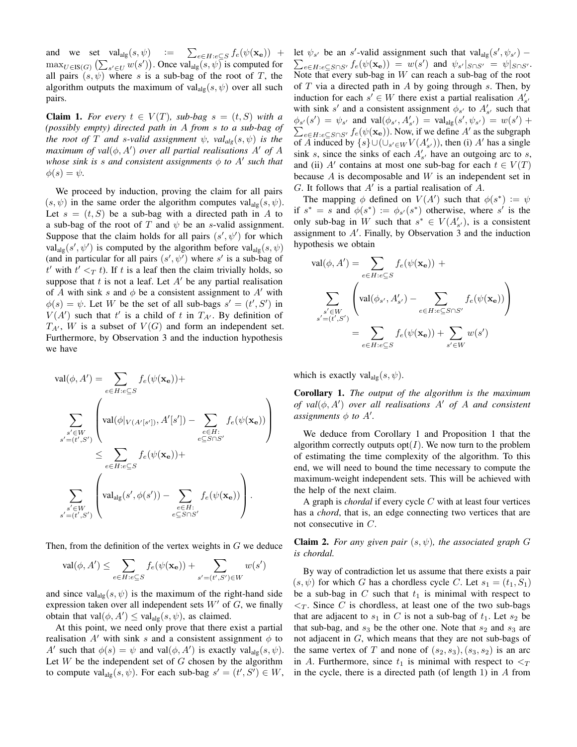and we set $\mathrm{val}_{\mathrm{alg}}(s, \psi) := \sum_{e \in H: e \subseteq S} f_e(\psi(\mathbf{x_e})) + \max_{U \in \mathrm{IS}(G)} \left(\sum_{s' \in U} w(s')\right)$. Once $\mathrm{val}_{\mathrm{alg}}(s, \psi)$ is computed for all pairs $(s, \psi)$ where $s$ is a sub-bag of the root of $T$, the algorithm outputs the maximum of $\mathrm{val}_{\mathrm{alg}}(s, \psi)$ over all such pairs.

**Claim 1.** *For every $t \in V(T)$, sub-bag $s = (t, S)$ with a (possibly empty) directed path in $A$ from $s$ to a sub-bag of the root of $T$ and $s$-valid assignment $\psi$, $\mathrm{val}_{alg}(s, \psi)$ is the maximum of $\mathrm{val}(\phi, A')$ over all partial realisations $A'$ of $A$ whose sink is $s$ and consistent assignments $\phi$ to $A'$ such that $\phi(s) = \psi$.*

We proceed by induction, proving the claim for all pairs $(s, \psi)$ in the same order the algorithm computes $\mathrm{val}_{\mathrm{alg}}(s, \psi)$. Let $s = (t, S)$ be a sub-bag with a directed path in $A$ to a sub-bag of the root of $T$ and $\psi$ be an $s$-valid assignment. Suppose that the claim holds for all pairs $(s', \psi')$ for which $\mathrm{val}_{\mathrm{alg}}(s', \psi')$ is computed by the algorithm before $\mathrm{val}_{\mathrm{alg}}(s, \psi)$ (and in particular for all pairs $(s', \psi')$ where $s'$ is a sub-bag of $t'$ with $t' <_T t$). If $t$ is a leaf then the claim trivially holds, so suppose that $t$ is not a leaf. Let $A'$ be any partial realisation of $A$ with sink $s$ and $\phi$ be a consistent assignment to $A'$ with $\phi(s) = \psi$. Let $W$ be the set of all sub-bags $s' = (t', S')$ in $V(A')$ such that $t'$ is a child of $t$ in $T_{A'}$. By definition of $T_{A'}$, $W$ is a subset of $V(G)$ and form an independent set. Furthermore, by Observation 3 and the induction hypothesis we have

$$
\begin{aligned}
\mathrm{val}(\phi, A') &= \sum_{e \in H: e \subseteq S} f_e(\psi(\mathbf{x_e})) + \\
&\sum_{\substack{s' \in W \\ s' = (t', S')}} \left( \mathrm{val}(\phi|_{V(A'[s'])}, A'[s']) - \sum_{\substack{e \in H: \\ e \subseteq S \cap S'}} f_e(\psi(\mathbf{x_e})) \right) \\
&\leq \sum_{e \in H: e \subseteq S} f_e(\psi(\mathbf{x_e})) + \\
&\sum_{\substack{s' \in W \\ s' = (t', S')}} \left( \mathrm{val}_{\mathrm{alg}}(s', \phi(s')) - \sum_{\substack{e \in H: \\ e \subseteq S \cap S'}} f_e(\psi(\mathbf{x_e})) \right).
\end{aligned}
$$

Then, from the definition of the vertex weights in $G$ we deduce

$$
\mathrm{val}(\phi, A') \leq \sum_{e \in H: e \subseteq S} f_e(\psi(\mathbf{x_e})) + \sum_{s' = (t', S') \in W} w(s')
$$

and since $\mathrm{val}_{\mathrm{alg}}(s, \psi)$ is the maximum of the right-hand side expression taken over all independent sets $W'$ of $G$, we finally obtain that $\mathrm{val}(\phi, A') \leq \mathrm{val}_{\mathrm{alg}}(s, \psi)$, as claimed.

At this point, we need only prove that there exist a partial realisation $A'$ with sink $s$ and a consistent assignment $\phi$ to $A'$ such that $\phi(s) = \psi$ and $\mathrm{val}(\phi, A')$ is exactly $\mathrm{val}_{\mathrm{alg}}(s, \psi)$. Let $W$ be the independent set of $G$ chosen by the algorithm to compute $\mathrm{val}_{\mathrm{alg}}(s, \psi)$. For each sub-bag $s' = (t', S') \in W$, let $\psi_{s'}$ be an $s'$-valid assignment such that $\mathrm{val}_{\mathrm{alg}}(s', \psi_{s'}) - \sum_{e \in H: e \subseteq S \cap S'} f_e(\psi(\mathbf{x_e})) = w(s')$ and $\psi_{s'}|_{S \cap S'} = \psi|_{S \cap S'}$. Note that every sub-bag in $W$ can reach a sub-bag of the root of $T$ via a directed path in $A$ by going through $s$. Then, by induction for each $s' \in W$ there exist a partial realisation $A'_{s'}$ with sink $s'$ and a consistent assignment $\phi_{s'}$ to $A'_{s'}$ such that $\phi_{s'}(s') = \psi_{s'}$ and $\mathrm{val}(\phi_{s'}, A'_{s'}) = \mathrm{val}_{\mathrm{alg}}(s', \psi_{s'}) = w(s') + \sum_{e \in H: e \subseteq S \cap S'} f_e(\psi(\mathbf{x_e}))$. Now, if we define $A'$ as the subgraph of $A$ induced by $\{s\} \cup (\cup_{s' \in W} V(A'_{s'}))$, then (i) $A'$ has a single sink $s$, since the sinks of each $A'_{s'}$ have an outgoing arc to $s$, and (ii) $A'$ contains at most one sub-bag for each $t \in V(T)$ because $A$ is decomposable and $W$ is an independent set in $G$. It follows that $A'$ is a partial realisation of $A$.

The mapping $\phi$ defined on $V(A')$ such that $\phi(s^*) := \psi$ if $s^* = s$ and $\phi(s^*) := \phi_{s'}(s^*)$ otherwise, where $s'$ is the only sub-bag in $W$ such that $s^* \in V(A'_{s'})$, is a consistent assignment to $A'$. Finally, by Observation 3 and the induction hypothesis we obtain

$$
\begin{aligned}
\mathrm{val}(\phi, A') &= \sum_{e \in H: e \subseteq S} f_e(\psi(\mathbf{x_e})) + \\
&\sum_{\substack{s' \in W \\ s' = (t', S')}} \left( \mathrm{val}(\phi_{s'}, A'_{s'}) - \sum_{e \in H: e \subseteq S \cap S'} f_e(\psi(\mathbf{x_e})) \right) \\
&= \sum_{e \in H: e \subseteq S} f_e(\psi(\mathbf{x_e})) + \sum_{s' \in W} w(s')
\end{aligned}
$$

which is exactly $\mathrm{val}_{\mathrm{alg}}(s, \psi)$.

**Corollary 1.** *The output of the algorithm is the maximum of $\mathrm{val}(\phi, A')$ over all realisations $A'$ of $A$ and consistent assignments $\phi$ to $A'$.*

We deduce from Corollary 1 and Proposition 1 that the algorithm correctly outputs $\mathrm{opt}(I)$. We now turn to the problem of estimating the time complexity of the algorithm. To this end, we will need to bound the time necessary to compute the maximum-weight independent sets. This will be achieved with the help of the next claim.

A graph is *chordal* if every cycle $C$ with at least four vertices has a *chord*, that is, an edge connecting two vertices that are not consecutive in $C$.

**Claim 2.** *For any given pair $(s, \psi)$, the associated graph $G$ is chordal.*

By way of contradiction let us assume that there exists a pair $(s, \psi)$ for which $G$ has a chordless cycle $C$. Let $s_1 = (t_1, S_1)$ be a sub-bag in $C$ such that $t_1$ is minimal with respect to $<_T$. Since $C$ is chordless, at least one of the two sub-bags that are adjacent to $s_1$ in $C$ is not a sub-bag of $t_1$. Let $s_2$ be that sub-bag, and $s_3$ be the other one. Note that $s_2$ and $s_3$ are not adjacent in $G$, which means that they are not sub-bags of the same vertex of $T$ and none of $(s_2, s_3), (s_3, s_2)$ is an arc in $A$. Furthermore, since $t_1$ is minimal with respect to $<_T$ in the cycle, there is a directed path (of length 1) in $A$ from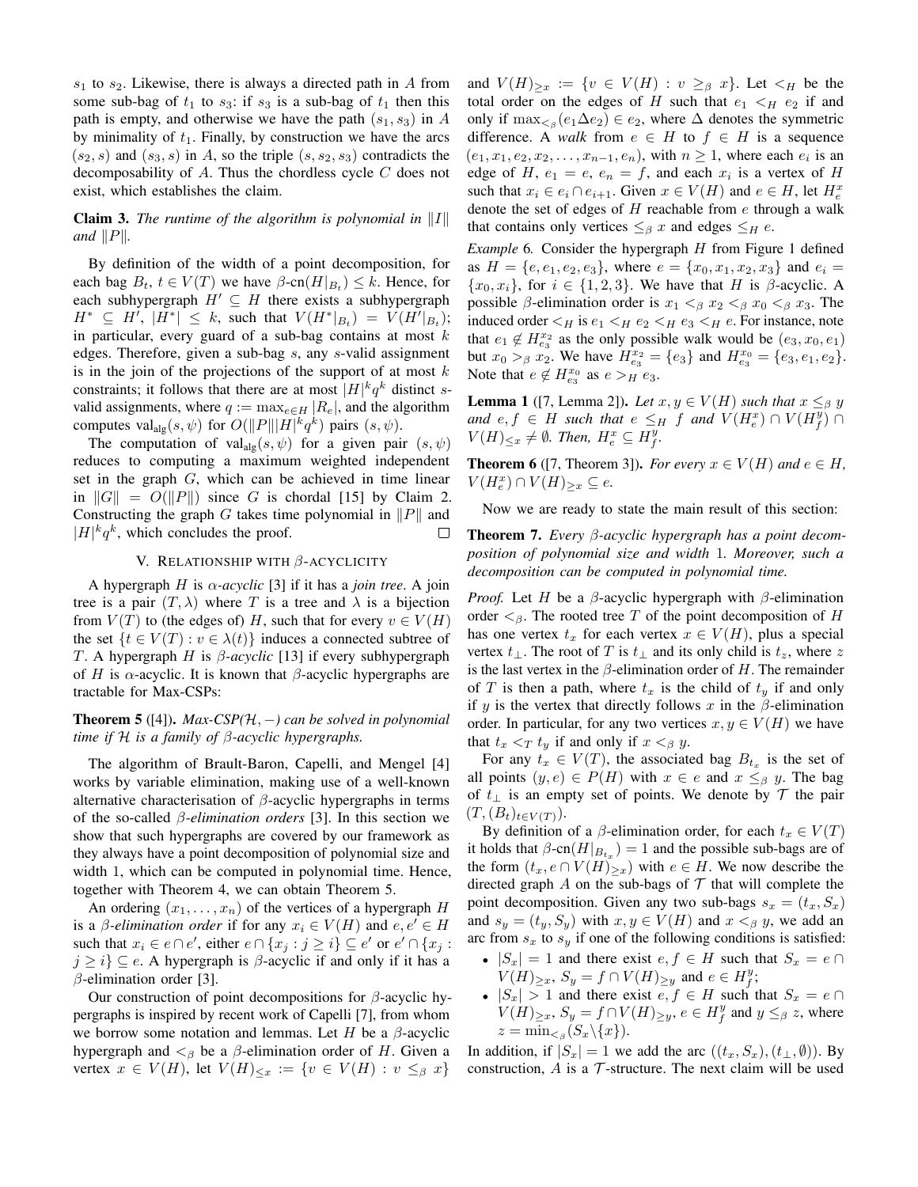$s_1$ to $s_2$. Likewise, there is always a directed path in $A$ from some sub-bag of $t_1$ to $s_3$: if $s_3$ is a sub-bag of $t_1$ then this path is empty, and otherwise we have the path $(s_1, s_3)$ in $A$ by minimality of $t_1$. Finally, by construction we have the arcs $(s_2, s)$ and $(s_3, s)$ in $A$, so the triple $(s, s_2, s_3)$ contradicts the decomposability of $A$. Thus the chordless cycle $C$ does not exist, which establishes the claim.

**Claim 3.** *The runtime of the algorithm is polynomial in $\|I\|$ and $\|P\|$.*

By definition of the width of a point decomposition, for each bag $B_t$, $t \in V(T)$ we have $\beta\text{-cn}(H|_{B_t}) \leq k$. Hence, for each subhypergraph $H' \subseteq H$ there exists a subhypergraph $H^* \subseteq H'$, $|H^*| \leq k$, such that $V(H^*|_{B_t}) = V(H'|_{B_t})$; in particular, every guard of a sub-bag contains at most $k$ edges. Therefore, given a sub-bag $s$, any $s$-valid assignment is in the join of the projections of the support of at most $k$ constraints; it follows that there are at most $|H|^k q^k$ distinct $s$-valid assignments, where $q := \max_{e \in H} |R_e|$, and the algorithm computes $\text{val}_{\text{alg}}(s, \psi)$ for $O(\|P\| |H|^k q^k)$ pairs $(s, \psi)$.

The computation of $\text{val}_{\text{alg}}(s, \psi)$ for a given pair $(s, \psi)$ reduces to computing a maximum weighted independent set in the graph $G$, which can be achieved in time linear in $\|G\| = O(\|P\|)$ since $G$ is chordal [15] by Claim 2. Constructing the graph $G$ takes time polynomial in $\|P\|$ and $|H|^k q^k$, which concludes the proof. ◻

## V. Relationship with $\beta$-acyclicity

A hypergraph $H$ is *$\alpha$-acyclic* [3] if it has a *join tree*. A join tree is a pair $(T, \lambda)$ where $T$ is a tree and $\lambda$ is a bijection from $V(T)$ to (the edges of) $H$, such that for every $v \in V(H)$ the set $\{t \in V(T) : v \in \lambda(t)\}$ induces a connected subtree of $T$. A hypergraph $H$ is *$\beta$-acyclic* [13] if every subhypergraph of $H$ is $\alpha$-acyclic. It is known that $\beta$-acyclic hypergraphs are tractable for Max-CSPs:

**Theorem 5** ([4]). *Max-CSP($\mathcal{H}, -$) can be solved in polynomial time if $\mathcal{H}$ is a family of $\beta$-acyclic hypergraphs.*

The algorithm of Brault-Baron, Capelli, and Mengel [4] works by variable elimination, making use of a well-known alternative characterisation of $\beta$-acyclic hypergraphs in terms of the so-called *$\beta$-elimination orders* [3]. In this section we show that such hypergraphs are covered by our framework as they always have a point decomposition of polynomial size and width 1, which can be computed in polynomial time. Hence, together with Theorem 4, we can obtain Theorem 5.

An ordering $(x_1, \ldots, x_n)$ of the vertices of a hypergraph $H$ is a *$\beta$-elimination order* if for any $x_i \in V(H)$ and $e, e' \in H$ such that $x_i \in e \cap e'$, either $e \cap \{x_j : j \geq i\} \subseteq e'$ or $e' \cap \{x_j : j \geq i\} \subseteq e$. A hypergraph is $\beta$-acyclic if and only if it has a $\beta$-elimination order [3].

Our construction of point decompositions for $\beta$-acyclic hypergraphs is inspired by recent work of Capelli [7], from whom we borrow some notation and lemmas. Let $H$ be a $\beta$-acyclic hypergraph and $<_\beta$ be a $\beta$-elimination order of $H$. Given a vertex $x \in V(H)$, let $V(H)_{\leq x} := \{v \in V(H) : v \leq_\beta x\}$ and $V(H)_{\geq x} := \{v \in V(H) : v \geq_\beta x\}$. Let $<_H$ be the total order on the edges of $H$ such that $e_1 <_H e_2$ if and only if $\max_{<_\beta}(e_1 \Delta e_2) \in e_2$, where $\Delta$ denotes the symmetric difference. A *walk* from $e \in H$ to $f \in H$ is a sequence $(e_1, x_1, e_2, x_2, \ldots, x_{n-1}, e_n)$, with $n \geq 1$, where each $e_i$ is an edge of $H$, $e_1 = e$, $e_n = f$, and each $x_i$ is a vertex of $H$ such that $x_i \in e_i \cap e_{i+1}$. Given $x \in V(H)$ and $e \in H$, let $H_e^x$ denote the set of edges of $H$ reachable from $e$ through a walk that contains only vertices $\leq_\beta x$ and edges $\leq_H e$.

*Example* 6. Consider the hypergraph $H$ from Figure 1 defined as $H = \{e, e_1, e_2, e_3\}$, where $e = \{x_0, x_1, x_2, x_3\}$ and $e_i = \{x_0, x_i\}$, for $i \in \{1, 2, 3\}$. We have that $H$ is $\beta$-acyclic. A possible $\beta$-elimination order is $x_1 <_\beta x_2 <_\beta x_0 <_\beta x_3$. The induced order $<_H$ is $e_1 <_H e_2 <_H e_3 <_H e$. For instance, note that $e_1 \notin H_{e_3}^{x_2}$ as the only possible walk would be $(e_3, x_0, e_1)$ but $x_0 >_\beta x_2$. We have $H_{e_3}^{x_2} = \{e_3\}$ and $H_{e_3}^{x_0} = \{e_3, e_1, e_2\}$. Note that $e \notin H_{e_3}^{x_0}$ as $e >_H e_3$.

**Lemma 1** ([7, Lemma 2]). *Let $x, y \in V(H)$ such that $x \leq_\beta y$ and $e, f \in H$ such that $e \leq_H f$ and $V(H_e^x) \cap V(H_f^y) \cap V(H)_{\leq x} \neq \emptyset$. Then, $H_e^x \subseteq H_f^y$.*

**Theorem 6** ([7, Theorem 3]). *For every $x \in V(H)$ and $e \in H$, $V(H_e^x) \cap V(H)_{\geq x} \subseteq e$.*

Now we are ready to state the main result of this section:

**Theorem 7.** *Every $\beta$-acyclic hypergraph has a point decomposition of polynomial size and width 1. Moreover, such a decomposition can be computed in polynomial time.*

*Proof.* Let $H$ be a $\beta$-acyclic hypergraph with $\beta$-elimination order $<_\beta$. The rooted tree $T$ of the point decomposition of $H$ has one vertex $t_x$ for each vertex $x \in V(H)$, plus a special vertex $t_\perp$. The root of $T$ is $t_\perp$ and its only child is $t_z$, where $z$ is the last vertex in the $\beta$-elimination order of $H$. The remainder of $T$ is then a path, where $t_x$ is the child of $t_y$ if and only if $y$ is the vertex that directly follows $x$ in the $\beta$-elimination order. In particular, for any two vertices $x, y \in V(H)$ we have that $t_x <_T t_y$ if and only if $x <_\beta y$.

For any $t_x \in V(T)$, the associated bag $B_{t_x}$ is the set of all points $(y, e) \in P(H)$ with $x \in e$ and $x \leq_\beta y$. The bag of $t_\perp$ is an empty set of points. We denote by $\mathcal{T}$ the pair $(T, (B_t)_{t \in V(T)})$.

By definition of a $\beta$-elimination order, for each $t_x \in V(T)$ it holds that $\beta\text{-cn}(H|_{B_{t_x}}) = 1$ and the possible sub-bags are of the form $(t_x, e \cap V(H)_{\geq x})$ with $e \in H$. We now describe the directed graph $A$ on the sub-bags of $\mathcal{T}$ that will complete the point decomposition. Given any two sub-bags $s_x = (t_x, S_x)$ and $s_y = (t_y, S_y)$ with $x, y \in V(H)$ and $x <_\beta y$, we add an arc from $s_x$ to $s_y$ if one of the following conditions is satisfied:

- $|S_x| = 1$ and there exist $e, f \in H$ such that $S_x = e \cap V(H)_{\geq x}$, $S_y = f \cap V(H)_{\geq y}$ and $e \in H_f^y$;
- $|S_x| > 1$ and there exist $e, f \in H$ such that $S_x = e \cap V(H)_{\geq x}$, $S_y = f \cap V(H)_{\geq y}$, $e \in H_f^y$ and $y \leq_\beta z$, where $z = \min_{<_\beta}(S_x \setminus \{x\})$.

In addition, if $|S_x| = 1$ we add the arc $((t_x, S_x), (t_\perp, \emptyset))$. By construction, $A$ is a $\mathcal{T}$-structure. The next claim will be used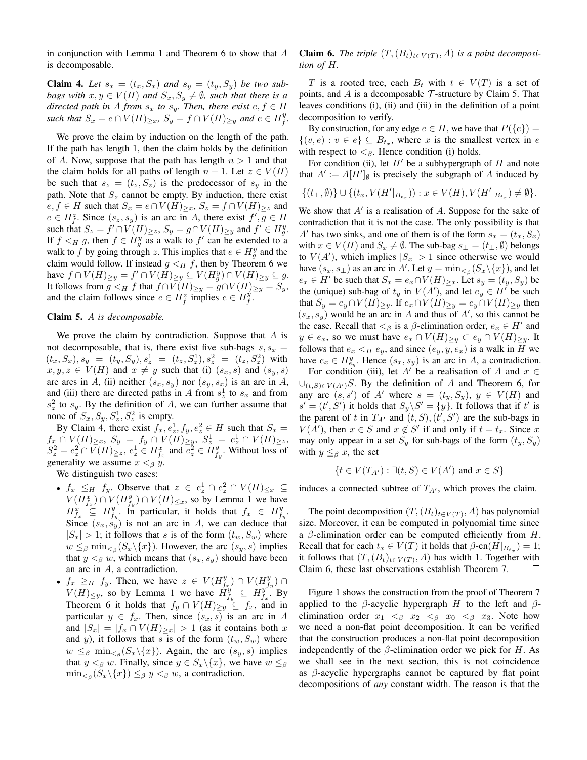in conjunction with Lemma 1 and Theorem 6 to show that $A$ is decomposable.

**Claim 4.** *Let $s_x = (t_x, S_x)$ and $s_y = (t_y, S_y)$ be two sub-bags with $x, y \in V(H)$ and $S_x, S_y \neq \emptyset$, such that there is a directed path in $A$ from $s_x$ to $s_y$. Then, there exist $e, f \in H$ such that $S_x = e \cap V(H)_{\geq x}$, $S_y = f \cap V(H)_{\geq y}$ and $e \in H^y_f$.*

We prove the claim by induction on the length of the path. If the path has length 1, then the claim holds by the definition of $A$. Now, suppose that the path has length $n > 1$ and that the claim holds for all paths of length $n-1$. Let $z \in V(H)$ be such that $s_z = (t_z, S_z)$ is the predecessor of $s_y$ in the path. Note that $S_z$ cannot be empty. By induction, there exist $e, f \in H$ such that $S_x = e \cap V(H)_{\geq x}$, $S_z = f \cap V(H)_{\geq z}$ and $e \in H^z_f$. Since $(s_z, s_y)$ is an arc in $A$, there exist $f', g \in H$ such that $S_z = f' \cap V(H)_{\geq z}$, $S_y = g \cap V(H)_{\geq y}$ and $f' \in H^y_g$. If $f <_H g$, then $f \in H^y_g$ as a walk to $f'$ can be extended to a walk to $f$ by going through $z$. This implies that $e \in H^y_g$ and the claim would follow. If instead $g <_H f$, then by Theorem 6 we have $f \cap V(H)_{\geq y} = f' \cap V(H)_{\geq y} \subseteq V(H^y_g) \cap V(H)_{\geq y} \subseteq g$. It follows from $g <_H f$ that $f \cap V(H)_{\geq y} = g \cap V(H)_{\geq y} = S_y$, and the claim follows since $e \in H^z_f$ implies $e \in H^y_f$.

**Claim 5.** *$A$ is decomposable.*

We prove the claim by contradiction. Suppose that $A$ is not decomposable, that is, there exist five sub-bags $s, s_x = (t_x, S_x), s_y = (t_y, S_y), s^1_z = (t_z, S^1_z), s^2_z = (t_z, S^2_z)$ with $x, y, z \in V(H)$ and $x \neq y$ such that (i) $(s_x, s)$ and $(s_y, s)$ are arcs in $A$, (ii) neither $(s_x, s_y)$ nor $(s_y, s_x)$ is an arc in $A$, and (iii) there are directed paths in $A$ from $s^1_z$ to $s_x$ and from $s^2_z$ to $s_y$. By the definition of $A$, we can further assume that none of $S_x, S_y, S^1_z, S^2_z$ is empty.

By Claim 4, there exist $f_x, e^1_z, f_y, e^2_z \in H$ such that $S_x = f_x \cap V(H)_{\geq x}$, $S_y = f_y \cap V(H)_{\geq y}$, $S^1_z = e^1_z \cap V(H)_{\geq z}$, $S^2_z = e^2_z \cap V(H)_{\geq z}$, $e^1_z \in H^x_{f_x}$ and $e^2_z \in H^y_{f_y}$. Without loss of generality we assume $x <_\beta y$.

We distinguish two cases:

- $f_x \leq_H f_y$. Observe that $z \in e^1_z \cap e^2_z \cap V(H)_{\leq x} \subseteq V(H^x_{f_x}) \cap V(H^y_{f_y}) \cap V(H)_{\leq x}$, so by Lemma 1 we have $H^x_{f_x} \subseteq H^y_{f_y}$. In particular, it holds that $f_x \in H^y_{f_y}$. Since $(s_x, s_y)$ is not an arc in $A$, we can deduce that $|S_x| > 1$; it follows that $s$ is of the form $(t_w, S_w)$ where $w \leq_\beta \min_{<_\beta}(S_x \backslash \{x\})$. However, the arc $(s_y, s)$ implies that $y <_\beta w$, which means that $(s_x, s_y)$ should have been an arc in $A$, a contradiction.
- $f_x \geq_H f_y$. Then, we have $z \in V(H^y_{f_x}) \cap V(H^y_{f_y}) \cap V(H)_{\leq y}$, so by Lemma 1 we have $H^y_{f_y} \subseteq H^y_{f_x}$. By Theorem 6 it holds that $f_y \cap V(H)_{\geq y} \subseteq f_x$, and in particular $y \in f_x$. Then, since $(s_x, s)$ is an arc in $A$ and $|S_x| = |f_x \cap V(H)_{\geq x}| > 1$ (as it contains both $x$ and $y$), it follows that $s$ is of the form $(t_w, S_w)$ where $w \leq_\beta \min_{<_\beta}(S_x \backslash \{x\})$. Again, the arc $(s_y, s)$ implies that $y <_\beta w$. Finally, since $y \in S_x \backslash \{x\}$, we have $w \leq_\beta \min_{<_\beta}(S_x \backslash \{x\}) \leq_\beta y <_\beta w$, a contradiction.

**Claim 6.** *The triple $(T, (B_t)_{t \in V(T)}, A)$ is a point decomposition of $H$.*

$T$ is a rooted tree, each $B_t$ with $t \in V(T)$ is a set of points, and $A$ is a decomposable $\mathcal{T}$-structure by Claim 5. That leaves conditions (i), (ii) and (iii) in the definition of a point decomposition to verify.

By construction, for any edge $e \in H$, we have that $P(\{e\}) = \{(v, e) : v \in e\} \subseteq B_{t_x}$, where $x$ is the smallest vertex in $e$ with respect to $<_\beta$. Hence condition (i) holds.

For condition (ii), let $H'$ be a subhypergraph of $H$ and note that $A' := A[H']_\emptyset$ is precisely the subgraph of $A$ induced by

$$\{(t_\perp, \emptyset)\} \cup \{(t_x, V(H'|_{B_{t_x}})) : x \in V(H), V(H'|_{B_{t_x}}) \neq \emptyset\}.$$

We show that $A'$ is a realisation of $A$. Suppose for the sake of contradiction that it is not the case. The only possibility is that $A'$ has two sinks, and one of them is of the form $s_x = (t_x, S_x)$ with $x \in V(H)$ and $S_x \neq \emptyset$. The sub-bag $s_\perp = (t_\perp, \emptyset)$ belongs to $V(A')$, which implies $|S_x| > 1$ since otherwise we would have $(s_x, s_\perp)$ as an arc in $A'$. Let $y = \min_{<_\beta}(S_x \backslash \{x\})$, and let $e_x \in H'$ be such that $S_x = e_x \cap V(H)_{\geq x}$. Let $s_y = (t_y, S_y)$ be the (unique) sub-bag of $t_y$ in $V(A')$, and let $e_y \in H'$ be such that $S_y = e_y \cap V(H)_{\geq y}$. If $e_x \cap V(H)_{\geq y} = e_y \cap V(H)_{\geq y}$ then $(s_x, s_y)$ would be an arc in $A$ and thus of $A'$, so this cannot be the case. Recall that $<_\beta$ is a $\beta$-elimination order, $e_x \in H'$ and $y \in e_x$, so we must have $e_x \cap V(H)_{\geq y} \subset e_y \cap V(H)_{\geq y}$. It follows that $e_x <_H e_y$, and since $(e_y, y, e_x)$ is a walk in $H$ we have $e_x \in H^y_{e_y}$. Hence $(s_x, s_y)$ is an arc in $A$, a contradiction.

For condition (iii), let $A'$ be a realisation of $A$ and $x \in \cup_{(t,S) \in V(A')} S$. By the definition of $A$ and Theorem 6, for any arc $(s, s')$ of $A'$ where $s = (t_y, S_y)$, $y \in V(H)$ and $s' = (t', S')$ it holds that $S_y \backslash S' = \{y\}$. It follows that if $t'$ is the parent of $t$ in $T_{A'}$ and $(t, S), (t', S')$ are the sub-bags in $V(A')$, then $x \in S$ and $x \notin S'$ if and only if $t = t_x$. Since $x$ may only appear in a set $S_y$ for sub-bags of the form $(t_y, S_y)$ with $y \leq_\beta x$, the set

$$\{t \in V(T_{A'}) : \exists (t, S) \in V(A') \text{ and } x \in S\}$$

induces a connected subtree of $T_{A'}$, which proves the claim.

The point decomposition $(T, (B_t)_{t \in V(T)}, A)$ has polynomial size. Moreover, it can be computed in polynomial time since a $\beta$-elimination order can be computed efficiently from $H$. Recall that for each $t_x \in V(T)$ it holds that $\beta\text{-cn}(H|_{B_{t_x}}) = 1$; it follows that $(T, (B_t)_{t \in V(T)}, A)$ has width 1. Together with Claim 6, these last observations establish Theorem 7. $\square$

Figure 1 shows the construction from the proof of Theorem 7 applied to the $\beta$-acyclic hypergraph $H$ to the left and $\beta$-elimination order $x_1 <_\beta x_2 <_\beta x_0 <_\beta x_3$. Note how we need a non-flat point decomposition. It can be verified that the construction produces a non-flat point decomposition independently of the $\beta$-elimination order we pick for $H$. As we shall see in the next section, this is not coincidence as $\beta$-acyclic hypergraphs cannot be captured by flat point decompositions of *any* constant width. The reason is that the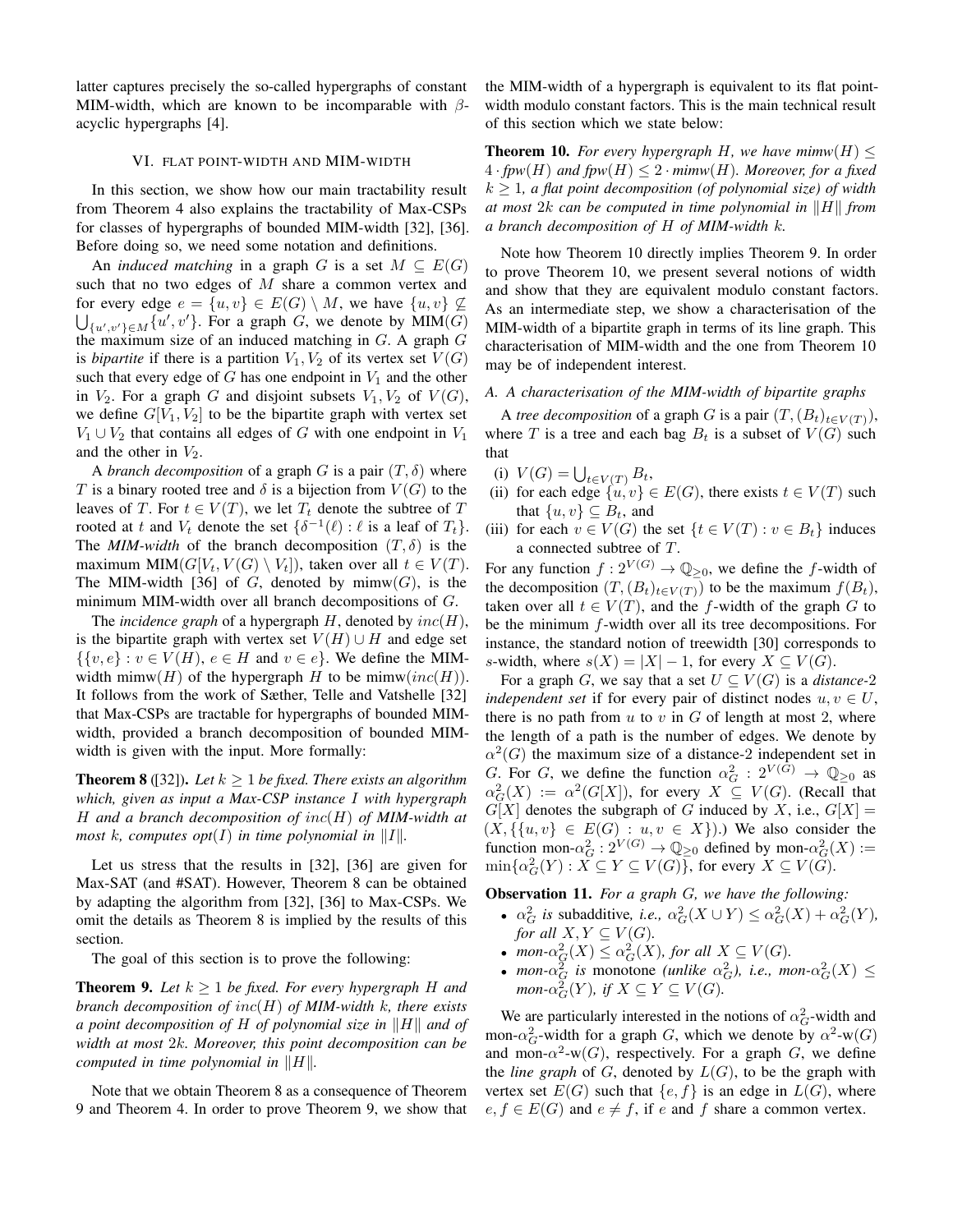latter captures precisely the so-called hypergraphs of constant MIM-width, which are known to be incomparable with $\beta$-acyclic hypergraphs [4].

## VI. Flat point-width and MIM-width

In this section, we show how our main tractability result from Theorem 4 also explains the tractability of Max-CSPs for classes of hypergraphs of bounded MIM-width [32], [36]. Before doing so, we need some notation and definitions.

An *induced matching* in a graph $G$ is a set $M \subseteq E(G)$ such that no two edges of $M$ share a common vertex and for every edge $e = \{u, v\} \in E(G) \setminus M$, we have $\{u, v\} \not\subseteq \bigcup_{\{u',v'\} \in M} \{u', v'\}$. For a graph $G$, we denote by $\text{MIM}(G)$ the maximum size of an induced matching in $G$. A graph $G$ is *bipartite* if there is a partition $V_1, V_2$ of its vertex set $V(G)$ such that every edge of $G$ has one endpoint in $V_1$ and the other in $V_2$. For a graph $G$ and disjoint subsets $V_1, V_2$ of $V(G)$, we define $G[V_1, V_2]$ to be the bipartite graph with vertex set $V_1 \cup V_2$ that contains all edges of $G$ with one endpoint in $V_1$ and the other in $V_2$.

A *branch decomposition* of a graph $G$ is a pair $(T, \delta)$ where $T$ is a binary rooted tree and $\delta$ is a bijection from $V(G)$ to the leaves of $T$. For $t \in V(T)$, we let $T_t$ denote the subtree of $T$ rooted at $t$ and $V_t$ denote the set $\{\delta^{-1}(\ell) : \ell \text{ is a leaf of } T_t\}$. The ***MIM-width*** of the branch decomposition $(T, \delta)$ is the maximum $\text{MIM}(G[V_t, V(G) \setminus V_t])$, taken over all $t \in V(T)$. The MIM-width [36] of $G$, denoted by $\text{mimw}(G)$, is the minimum MIM-width over all branch decompositions of $G$.

The *incidence graph* of a hypergraph $H$, denoted by $inc(H)$, is the bipartite graph with vertex set $V(H) \cup H$ and edge set $\{\{v, e\} : v \in V(H),\, e \in H \text{ and } v \in e\}$. We define the MIM-width $\text{mimw}(H)$ of the hypergraph $H$ to be $\text{mimw}(inc(H))$. It follows from the work of Sæther, Telle and Vatshelle [32] that Max-CSPs are tractable for hypergraphs of bounded MIM-width, provided a branch decomposition of bounded MIM-width is given with the input. More formally:

**Theorem 8** ([32]). *Let $k \geq 1$ be fixed. There exists an algorithm which, given as input a Max-CSP instance $I$ with hypergraph $H$ and a branch decomposition of $inc(H)$ of MIM-width at most $k$, computes $opt(I)$ in time polynomial in $\|I\|$.*

Let us stress that the results in [32], [36] are given for Max-SAT (and #SAT). However, Theorem 8 can be obtained by adapting the algorithm from [32], [36] to Max-CSPs. We omit the details as Theorem 8 is implied by the results of this section.

The goal of this section is to prove the following:

**Theorem 9.** *Let $k \geq 1$ be fixed. For every hypergraph $H$ and branch decomposition of $inc(H)$ of MIM-width $k$, there exists a point decomposition of $H$ of polynomial size in $\|H\|$ and of width at most $2k$. Moreover, this point decomposition can be computed in time polynomial in $\|H\|$.*

Note that we obtain Theorem 8 as a consequence of Theorem 9 and Theorem 4. In order to prove Theorem 9, we show that the MIM-width of a hypergraph is equivalent to its flat point-width modulo constant factors. This is the main technical result of this section which we state below:

**Theorem 10.** *For every hypergraph $H$, we have $mimw(H) \leq 4 \cdot fpw(H)$ and $fpw(H) \leq 2 \cdot mimw(H)$. Moreover, for a fixed $k \geq 1$, a flat point decomposition (of polynomial size) of width at most $2k$ can be computed in time polynomial in $\|H\|$ from a branch decomposition of $H$ of MIM-width $k$.*

Note how Theorem 10 directly implies Theorem 9. In order to prove Theorem 10, we present several notions of width and show that they are equivalent modulo constant factors. As an intermediate step, we show a characterisation of the MIM-width of a bipartite graph in terms of its line graph. This characterisation of MIM-width and the one from Theorem 10 may be of independent interest.

### A. A characterisation of the MIM-width of bipartite graphs

A *tree decomposition* of a graph $G$ is a pair $(T, (B_t)_{t \in V(T)})$, where $T$ is a tree and each bag $B_t$ is a subset of $V(G)$ such that

- (i) $V(G) = \bigcup_{t \in V(T)} B_t$,
- (ii) for each edge $\{u, v\} \in E(G)$, there exists $t \in V(T)$ such that $\{u, v\} \subseteq B_t$, and
- (iii) for each $v \in V(G)$ the set $\{t \in V(T) : v \in B_t\}$ induces a connected subtree of $T$.

For any function $f : 2^{V(G)} \to \mathbb{Q}_{\geq 0}$, we define the $f$-width of the decomposition $(T, (B_t)_{t \in V(T)})$ to be the maximum $f(B_t)$, taken over all $t \in V(T)$, and the $f$-width of the graph $G$ to be the minimum $f$-width over all its tree decompositions. For instance, the standard notion of treewidth [30] corresponds to $s$-width, where $s(X) = |X| - 1$, for every $X \subseteq V(G)$.

For a graph $G$, we say that a set $U \subseteq V(G)$ is a *distance-2 independent set* if for every pair of distinct nodes $u, v \in U$, there is no path from $u$ to $v$ in $G$ of length at most 2, where the length of a path is the number of edges. We denote by $\alpha^2(G)$ the maximum size of a distance-2 independent set in $G$. For $G$, we define the function $\alpha^2_G : 2^{V(G)} \to \mathbb{Q}_{\geq 0}$ as $\alpha^2_G(X) := \alpha^2(G[X])$, for every $X \subseteq V(G)$. (Recall that $G[X]$ denotes the subgraph of $G$ induced by $X$, i.e., $G[X] = (X, \{\{u, v\} \in E(G) : u, v \in X\})$.) We also consider the function $\text{mon-}\alpha^2_G : 2^{V(G)} \to \mathbb{Q}_{\geq 0}$ defined by $\text{mon-}\alpha^2_G(X) := \min\{\alpha^2_G(Y) : X \subseteq Y \subseteq V(G)\}$, for every $X \subseteq V(G)$.

**Observation 11.** *For a graph $G$, we have the following:*

- *$\alpha^2_G$ is subadditive, i.e., $\alpha^2_G(X \cup Y) \leq \alpha^2_G(X) + \alpha^2_G(Y)$, for all $X, Y \subseteq V(G)$.*
- *$\text{mon-}\alpha^2_G(X) \leq \alpha^2_G(X)$, for all $X \subseteq V(G)$.*
- *$\text{mon-}\alpha^2_G$ is monotone (unlike $\alpha^2_G$), i.e., $\text{mon-}\alpha^2_G(X) \leq \text{mon-}\alpha^2_G(Y)$, if $X \subseteq Y \subseteq V(G)$.*

We are particularly interested in the notions of $\alpha^2_G$-width and $\text{mon-}\alpha^2_G$-width for a graph $G$, which we denote by $\alpha^2\text{-w}(G)$ and $\text{mon-}\alpha^2\text{-w}(G)$, respectively. For a graph $G$, we define the *line graph* of $G$, denoted by $L(G)$, to be the graph with vertex set $E(G)$ such that $\{e, f\}$ is an edge in $L(G)$, where $e, f \in E(G)$ and $e \neq f$, if $e$ and $f$ share a common vertex.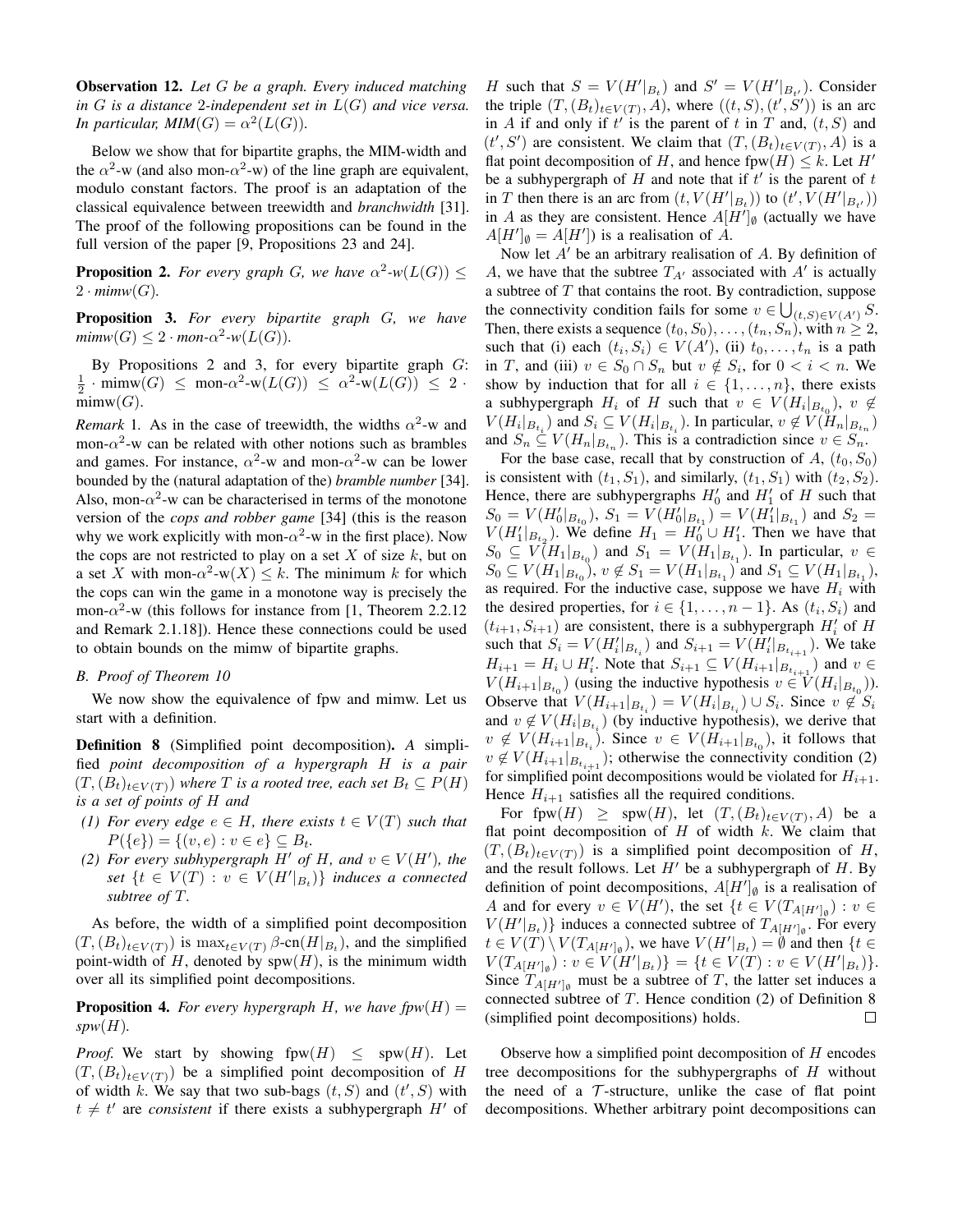**Observation 12.** *Let $G$ be a graph. Every induced matching in $G$ is a distance 2-independent set in $L(G)$ and vice versa. In particular, $MIM(G) = \alpha^2(L(G))$.*

Below we show that for bipartite graphs, the MIM-width and the $\alpha^2$-w (and also mon-$\alpha^2$-w) of the line graph are equivalent, modulo constant factors. The proof is an adaptation of the classical equivalence between treewidth and *branchwidth* [31]. The proof of the following propositions can be found in the full version of the paper [9, Propositions 23 and 24].

**Proposition 2.** *For every graph $G$, we have $\alpha^2$-w$(L(G)) \leq 2 \cdot$ mimw$(G)$.*

**Proposition 3.** *For every bipartite graph $G$, we have mimw$(G) \leq 2 \cdot$ mon-$\alpha^2$-w$(L(G))$.*

By Propositions 2 and 3, for every bipartite graph $G$: $\frac{1}{2} \cdot \text{mimw}(G) \leq \text{mon-}\alpha^2\text{-w}(L(G)) \leq \alpha^2\text{-w}(L(G)) \leq 2 \cdot \text{mimw}(G)$.

*Remark* 1. As in the case of treewidth, the widths $\alpha^2$-w and mon-$\alpha^2$-w can be related with other notions such as brambles and games. For instance, $\alpha^2$-w and mon-$\alpha^2$-w can be lower bounded by the (natural adaptation of the) *bramble number* [34]. Also, mon-$\alpha^2$-w can be characterised in terms of the monotone version of the *cops and robber game* [34] (this is the reason why we work explicitly with mon-$\alpha^2$-w in the first place). Now the cops are not restricted to play on a set $X$ of size $k$, but on a set $X$ with mon-$\alpha^2$-w$(X) \leq k$. The minimum $k$ for which the cops can win the game in a monotone way is precisely the mon-$\alpha^2$-w (this follows for instance from [1, Theorem 2.2.12 and Remark 2.1.18]). Hence these connections could be used to obtain bounds on the mimw of bipartite graphs.

### *B. Proof of Theorem 10*

We now show the equivalence of fpw and mimw. Let us start with a definition.

**Definition 8** (Simplified point decomposition)**.** *A simplified point decomposition of a hypergraph $H$ is a pair $(T, (B_t)_{t\in V(T)})$ where $T$ is a rooted tree, each set $B_t \subseteq P(H)$ is a set of points of $H$ and*

*(1) For every edge $e \in H$, there exists $t \in V(T)$ such that $P(\{e\}) = \{(v, e) : v \in e\} \subseteq B_t$.*

*(2) For every subhypergraph $H'$ of $H$, and $v \in V(H')$, the set $\{t \in V(T) : v \in V(H'|_{B_t})\}$ induces a connected subtree of $T$.*

As before, the width of a simplified point decomposition $(T, (B_t)_{t\in V(T)})$ is $\max_{t\in V(T)} \beta\text{-cn}(H|_{B_t})$, and the simplified point-width of $H$, denoted by spw$(H)$, is the minimum width over all its simplified point decompositions.

**Proposition 4.** *For every hypergraph $H$, we have fpw$(H) =$ spw$(H)$.*

*Proof.* We start by showing fpw$(H) \leq$ spw$(H)$. Let $(T, (B_t)_{t\in V(T)})$ be a simplified point decomposition of $H$ of width $k$. We say that two sub-bags $(t, S)$ and $(t', S)$ with $t \neq t'$ are *consistent* if there exists a subhypergraph $H'$ of $H$ such that $S = V(H'|_{B_t})$ and $S' = V(H'|_{B_{t'}})$. Consider the triple $(T, (B_t)_{t\in V(T)}, A)$, where $((t, S), (t', S'))$ is an arc in $A$ if and only if $t'$ is the parent of $t$ in $T$ and, $(t, S)$ and $(t', S')$ are consistent. We claim that $(T, (B_t)_{t\in V(T)}, A)$ is a flat point decomposition of $H$, and hence fpw$(H) \leq k$. Let $H'$ be a subhypergraph of $H$ and note that if $t'$ is the parent of $t$ in $T$ then there is an arc from $(t, V(H'|_{B_t}))$ to $(t', V(H'|_{B_{t'}}))$ in $A$ as they are consistent. Hence $A[H']_\emptyset$ (actually we have $A[H']_\emptyset = A[H']$) is a realisation of $A$.

Now let $A'$ be an arbitrary realisation of $A$. By definition of $A$, we have that the subtree $T_{A'}$ associated with $A'$ is actually a subtree of $T$ that contains the root. By contradiction, suppose the connectivity condition fails for some $v \in \bigcup_{(t,S)\in V(A')} S$. Then, there exists a sequence $(t_0, S_0), \ldots, (t_n, S_n)$, with $n \geq 2$, such that (i) each $(t_i, S_i) \in V(A')$, (ii) $t_0, \ldots, t_n$ is a path in $T$, and (iii) $v \in S_0 \cap S_n$ but $v \notin S_i$, for $0 < i < n$. We show by induction that for all $i \in \{1, \ldots, n\}$, there exists a subhypergraph $H_i$ of $H$ such that $v \in V(H_i|_{B_{t_0}})$, $v \notin V(H_i|_{B_{t_i}})$ and $S_i \subseteq V(H_i|_{B_{t_i}})$. In particular, $v \notin V(H_n|_{B_{t_n}})$ and $S_n \subseteq V(H_n|_{B_{t_n}})$. This is a contradiction since $v \in S_n$.

For the base case, recall that by construction of $A$, $(t_0, S_0)$ is consistent with $(t_1, S_1)$, and similarly, $(t_1, S_1)$ with $(t_2, S_2)$. Hence, there are subhypergraphs $H'_0$ and $H'_1$ of $H$ such that $S_0 = V(H'_0|_{B_{t_0}})$, $S_1 = V(H'_0|_{B_{t_1}}) = V(H'_1|_{B_{t_1}})$ and $S_2 = V(H'_1|_{B_{t_2}})$. We define $H_1 = H'_0 \cup H'_1$. Then we have that $S_0 \subseteq V(H_1|_{B_{t_0}})$ and $S_1 = V(H_1|_{B_{t_1}})$. In particular, $v \in S_0 \subseteq V(H_1|_{B_{t_0}})$, $v \notin S_1 = V(H_1|_{B_{t_1}})$ and $S_1 \subseteq V(H_1|_{B_{t_1}})$, as required. For the inductive case, suppose we have $H_i$ with the desired properties, for $i \in \{1, \ldots, n-1\}$. As $(t_i, S_i)$ and $(t_{i+1}, S_{i+1})$ are consistent, there is a subhypergraph $H'_i$ of $H$ such that $S_i = V(H'_i|_{B_{t_i}})$ and $S_{i+1} = V(H'_i|_{B_{t_{i+1}}})$. We take $H_{i+1} = H_i \cup H'_i$. Note that $S_{i+1} \subseteq V(H_{i+1}|_{B_{t_{i+1}}})$ and $v \in V(H_{i+1}|_{B_{t_0}})$ (using the inductive hypothesis $v \in V(H_i|_{B_{t_0}})$). Observe that $V(H_{i+1}|_{B_{t_i}}) = V(H_i|_{B_{t_i}}) \cup S_i$. Since $v \notin S_i$ and $v \notin V(H_i|_{B_{t_i}})$ (by inductive hypothesis), we derive that $v \notin V(H_{i+1}|_{B_{t_i}})$. Since $v \in V(H_{i+1}|_{B_{t_0}})$, it follows that $v \notin V(H_{i+1}|_{B_{t_{i+1}}})$; otherwise the connectivity condition (2) for simplified point decompositions would be violated for $H_{i+1}$. Hence $H_{i+1}$ satisfies all the required conditions.

For fpw$(H) \geq$ spw$(H)$, let $(T, (B_t)_{t\in V(T)}, A)$ be a flat point decomposition of $H$ of width $k$. We claim that $(T, (B_t)_{t\in V(T)})$ is a simplified point decomposition of $H$, and the result follows. Let $H'$ be a subhypergraph of $H$. By definition of point decompositions, $A[H']_\emptyset$ is a realisation of $A$ and for every $v \in V(H')$, the set $\{t \in V(T_{A[H']_\emptyset}) : v \in V(H'|_{B_t})\}$ induces a connected subtree of $T_{A[H']_\emptyset}$. For every $t \in V(T) \setminus V(T_{A[H']_\emptyset})$, we have $V(H'|_{B_t}) = \emptyset$ and then $\{t \in V(T_{A[H']_\emptyset}) : v \in V(H'|_{B_t})\} = \{t \in V(T) : v \in V(H'|_{B_t})\}$. Since $T_{A[H']_\emptyset}$ must be a subtree of $T$, the latter set induces a connected subtree of $T$. Hence condition (2) of Definition 8 (simplified point decompositions) holds. $\square$

Observe how a simplified point decomposition of $H$ encodes tree decompositions for the subhypergraphs of $H$ without the need of a $\mathcal{T}$-structure, unlike the case of flat point decompositions. Whether arbitrary point decompositions can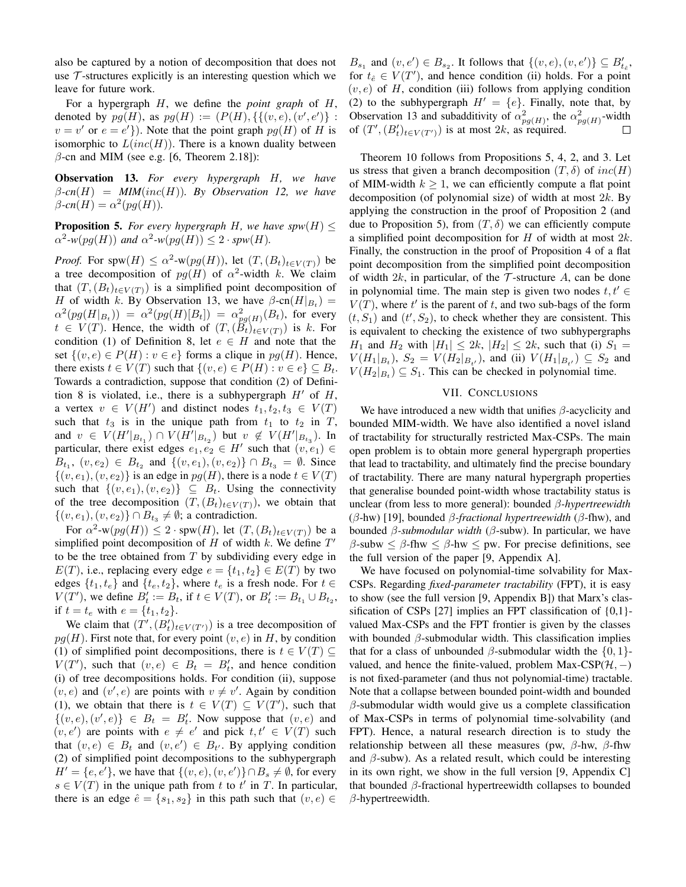also be captured by a notion of decomposition that does not use $\mathcal{T}$-structures explicitly is an interesting question which we leave for future work.

For a hypergraph $H$, we define the *point graph* of $H$, denoted by $pg(H)$, as $pg(H) := (P(H), \{\{(v,e),(v',e')\} : v = v' \text{ or } e = e'\})$. Note that the point graph $pg(H)$ of $H$ is isomorphic to $L(inc(H))$. There is a known duality between $\beta$-cn and MIM (see e.g. [6, Theorem 2.18]):

**Observation 13.** *For every hypergraph $H$, we have $\beta$-cn$(H)$ = MIM$(inc(H))$. By Observation 12, we have $\beta$-cn$(H) = \alpha^2(pg(H))$.*

**Proposition 5.** *For every hypergraph $H$, we have spw$(H) \leq \alpha^2$-w$(pg(H))$ and $\alpha^2$-w$(pg(H)) \leq 2 \cdot$ spw$(H)$.*

*Proof.* For spw$(H) \leq \alpha^2$-w$(pg(H))$, let $(T, (B_t)_{t \in V(T)})$ be a tree decomposition of $pg(H)$ of $\alpha^2$-width $k$. We claim that $(T, (B_t)_{t \in V(T)})$ is a simplified point decomposition of $H$ of width $k$. By Observation 13, we have $\beta$-cn$(H|_{B_t}) = \alpha^2(pg(H|_{B_t})) = \alpha^2(pg(H)[B_t]) = \alpha^2_{pg(H)}(B_t)$, for every $t \in V(T)$. Hence, the width of $(T, (B_t)_{t \in V(T)})$ is $k$. For condition (1) of Definition 8, let $e \in H$ and note that the set $\{(v,e) \in P(H) : v \in e\}$ forms a clique in $pg(H)$. Hence, there exists $t \in V(T)$ such that $\{(v,e) \in P(H) : v \in e\} \subseteq B_t$. Towards a contradiction, suppose that condition (2) of Definition 8 is violated, i.e., there is a subhypergraph $H'$ of $H$, a vertex $v \in V(H')$ and distinct nodes $t_1, t_2, t_3 \in V(T)$ such that $t_3$ is in the unique path from $t_1$ to $t_2$ in $T$, and $v \in V(H'|_{B_{t_1}}) \cap V(H'|_{B_{t_2}})$ but $v \notin V(H'|_{B_{t_3}})$. In particular, there exist edges $e_1, e_2 \in H'$ such that $(v, e_1) \in B_{t_1}$, $(v, e_2) \in B_{t_2}$ and $\{(v,e_1),(v,e_2)\} \cap B_{t_3} = \emptyset$. Since $\{(v,e_1),(v,e_2)\}$ is an edge in $pg(H)$, there is a node $t \in V(T)$ such that $\{(v,e_1),(v,e_2)\} \subseteq B_t$. Using the connectivity of the tree decomposition $(T, (B_t)_{t \in V(T)})$, we obtain that $\{(v,e_1),(v,e_2)\} \cap B_{t_3} \neq \emptyset$; a contradiction.

For $\alpha^2$-w$(pg(H)) \leq 2 \cdot$ spw$(H)$, let $(T, (B_t)_{t \in V(T)})$ be a simplified point decomposition of $H$ of width $k$. We define $T'$ to be the tree obtained from $T$ by subdividing every edge in $E(T)$, i.e., replacing every edge $e = \{t_1, t_2\} \in E(T)$ by two edges $\{t_1, t_e\}$ and $\{t_e, t_2\}$, where $t_e$ is a fresh node. For $t \in V(T')$, we define $B'_t := B_t$, if $t \in V(T)$, or $B'_t := B_{t_1} \cup B_{t_2}$, if $t = t_e$ with $e = \{t_1, t_2\}$.

We claim that $(T', (B'_t)_{t \in V(T')})$ is a tree decomposition of $pg(H)$. First note that, for every point $(v,e)$ in $H$, by condition (1) of simplified point decompositions, there is $t \in V(T) \subseteq V(T')$, such that $(v,e) \in B_t = B'_t$, and hence condition (i) of tree decompositions holds. For condition (ii), suppose $(v,e)$ and $(v',e)$ are points with $v \neq v'$. Again by condition (1), we obtain that there is $t \in V(T) \subseteq V(T')$, such that $\{(v,e),(v',e)\} \in B_t = B'_t$. Now suppose that $(v,e)$ and $(v,e')$ are points with $e \neq e'$ and pick $t, t' \in V(T)$ such that $(v,e) \in B_t$ and $(v,e') \in B_{t'}$. By applying condition (2) of simplified point decompositions to the subhypergraph $H' = \{e, e'\}$, we have that $\{(v,e),(v,e')\} \cap B_s \neq \emptyset$, for every $s \in V(T)$ in the unique path from $t$ to $t'$ in $T$. In particular, there is an edge $\hat{e} = \{s_1, s_2\}$ in this path such that $(v,e) \in B_{s_1}$ and $(v,e') \in B_{s_2}$. It follows that $\{(v,e),(v,e')\} \subseteq B'_{t_{\hat{e}}}$, for $t_{\hat{e}} \in V(T')$, and hence condition (ii) holds. For a point $(v,e)$ of $H$, condition (iii) follows from applying condition (2) to the subhypergraph $H' = \{e\}$. Finally, note that, by Observation 13 and subadditivity of $\alpha^2_{pg(H)}$, the $\alpha^2_{pg(H)}$-width of $(T', (B'_t)_{t \in V(T')})$ is at most $2k$, as required. $\square$

Theorem 10 follows from Propositions 5, 4, 2, and 3. Let us stress that given a branch decomposition $(T, \delta)$ of $inc(H)$ of MIM-width $k \geq 1$, we can efficiently compute a flat point decomposition (of polynomial size) of width at most $2k$. By applying the construction in the proof of Proposition 2 (and due to Proposition 5), from $(T, \delta)$ we can efficiently compute a simplified point decomposition for $H$ of width at most $2k$. Finally, the construction in the proof of Proposition 4 of a flat point decomposition from the simplified point decomposition of width $2k$, in particular, of the $\mathcal{T}$-structure $A$, can be done in polynomial time. The main step is given two nodes $t, t' \in V(T)$, where $t'$ is the parent of $t$, and two sub-bags of the form $(t, S_1)$ and $(t', S_2)$, to check whether they are consistent. This is equivalent to checking the existence of two subhypergraphs $H_1$ and $H_2$ with $|H_1| \leq 2k$, $|H_2| \leq 2k$, such that (i) $S_1 = V(H_1|_{B_t})$, $S_2 = V(H_2|_{B_{t'}})$, and (ii) $V(H_1|_{B_{t'}}) \subseteq S_2$ and $V(H_2|_{B_t}) \subseteq S_1$. This can be checked in polynomial time.

## VII. Conclusions

We have introduced a new width that unifies $\beta$-acyclicity and bounded MIM-width. We have also identified a novel island of tractability for structurally restricted Max-CSPs. The main open problem is to obtain more general hypergraph properties that lead to tractability, and ultimately find the precise boundary of tractability. There are many natural hypergraph properties that generalise bounded point-width whose tractability status is unclear (from less to more general): bounded *$\beta$-hypertreewidth* ($\beta$-hw) [19], bounded *$\beta$-fractional hypertreewidth* ($\beta$-fhw), and bounded *$\beta$-submodular width* ($\beta$-subw). In particular, we have $\beta$-subw $\leq$ $\beta$-fhw $\leq$ $\beta$-hw $\leq$ pw. For precise definitions, see the full version of the paper [9, Appendix A].

We have focused on polynomial-time solvability for Max-CSPs. Regarding *fixed-parameter tractability* (FPT), it is easy to show (see the full version [9, Appendix B]) that Marx's classification of CSPs [27] implies an FPT classification of {0,1}-valued Max-CSPs and the FPT frontier is given by the classes with bounded $\beta$-submodular width. This classification implies that for a class of unbounded $\beta$-submodular width the $\{0,1\}$-valued, and hence the finite-valued, problem Max-CSP$(\mathcal{H}, -)$ is not fixed-parameter (and thus not polynomial-time) tractable. Note that a collapse between bounded point-width and bounded $\beta$-submodular width would give us a complete classification of Max-CSPs in terms of polynomial time-solvability (and FPT). Hence, a natural research direction is to study the relationship between all these measures (pw, $\beta$-hw, $\beta$-fhw and $\beta$-subw). As a related result, which could be interesting in its own right, we show in the full version [9, Appendix C] that bounded $\beta$-fractional hypertreewidth collapses to bounded $\beta$-hypertreewidth.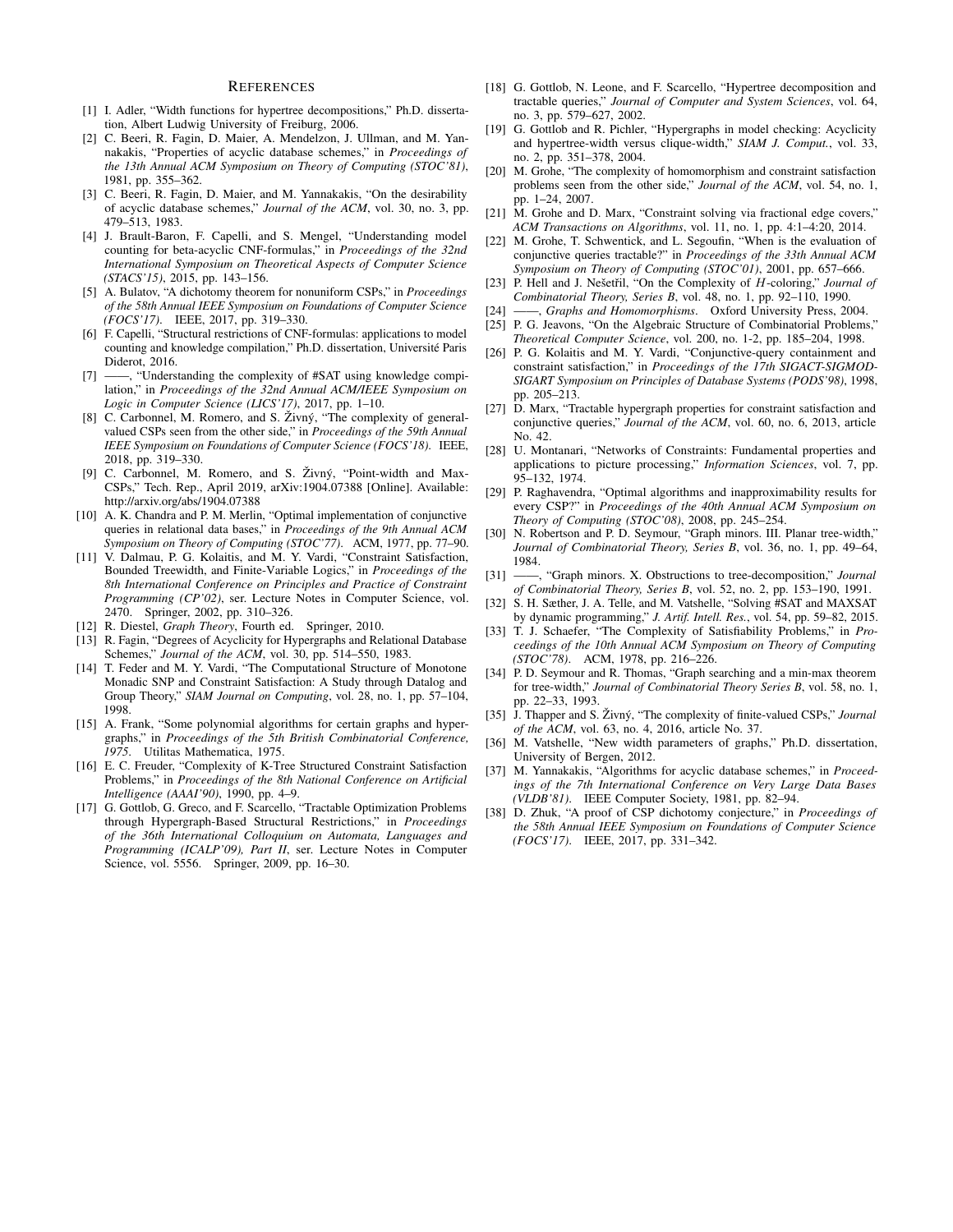## REFERENCES

[1] I. Adler, "Width functions for hypertree decompositions," Ph.D. dissertation, Albert Ludwig University of Freiburg, 2006.

[2] C. Beeri, R. Fagin, D. Maier, A. Mendelzon, J. Ullman, and M. Yannakakis, "Properties of acyclic database schemes," in *Proceedings of the 13th Annual ACM Symposium on Theory of Computing (STOC'81)*, 1981, pp. 355–362.

[3] C. Beeri, R. Fagin, D. Maier, and M. Yannakakis, "On the desirability of acyclic database schemes," *Journal of the ACM*, vol. 30, no. 3, pp. 479–513, 1983.

[4] J. Brault-Baron, F. Capelli, and S. Mengel, "Understanding model counting for beta-acyclic CNF-formulas," in *Proceedings of the 32nd International Symposium on Theoretical Aspects of Computer Science (STACS'15)*, 2015, pp. 143–156.

[5] A. Bulatov, "A dichotomy theorem for nonuniform CSPs," in *Proceedings of the 58th Annual IEEE Symposium on Foundations of Computer Science (FOCS'17)*. IEEE, 2017, pp. 319–330.

[6] F. Capelli, "Structural restrictions of CNF-formulas: applications to model counting and knowledge compilation," Ph.D. dissertation, Université Paris Diderot, 2016.

[7] ——, "Understanding the complexity of #SAT using knowledge compilation," in *Proceedings of the 32nd Annual ACM/IEEE Symposium on Logic in Computer Science (LICS'17)*, 2017, pp. 1–10.

[8] C. Carbonnel, M. Romero, and S. Živný, "The complexity of general-valued CSPs seen from the other side," in *Proceedings of the 59th Annual IEEE Symposium on Foundations of Computer Science (FOCS'18)*. IEEE, 2018, pp. 319–330.

[9] C. Carbonnel, M. Romero, and S. Živný, "Point-width and Max-CSPs," Tech. Rep., April 2019, arXiv:1904.07388 [Online]. Available: http://arxiv.org/abs/1904.07388

[10] A. K. Chandra and P. M. Merlin, "Optimal implementation of conjunctive queries in relational data bases," in *Proceedings of the 9th Annual ACM Symposium on Theory of Computing (STOC'77)*. ACM, 1977, pp. 77–90.

[11] V. Dalmau, P. G. Kolaitis, and M. Y. Vardi, "Constraint Satisfaction, Bounded Treewidth, and Finite-Variable Logics," in *Proceedings of the 8th International Conference on Principles and Practice of Constraint Programming (CP'02)*, ser. Lecture Notes in Computer Science, vol. 2470. Springer, 2002, pp. 310–326.

[12] R. Diestel, *Graph Theory*, Fourth ed. Springer, 2010.

[13] R. Fagin, "Degrees of Acyclicity for Hypergraphs and Relational Database Schemes," *Journal of the ACM*, vol. 30, pp. 514–550, 1983.

[14] T. Feder and M. Y. Vardi, "The Computational Structure of Monotone Monadic SNP and Constraint Satisfaction: A Study through Datalog and Group Theory," *SIAM Journal on Computing*, vol. 28, no. 1, pp. 57–104, 1998.

[15] A. Frank, "Some polynomial algorithms for certain graphs and hypergraphs," in *Proceedings of the 5th British Combinatorial Conference, 1975*. Utilitas Mathematica, 1975.

[16] E. C. Freuder, "Complexity of K-Tree Structured Constraint Satisfaction Problems," in *Proceedings of the 8th National Conference on Artificial Intelligence (AAAI'90)*, 1990, pp. 4–9.

[17] G. Gottlob, G. Greco, and F. Scarcello, "Tractable Optimization Problems through Hypergraph-Based Structural Restrictions," in *Proceedings of the 36th International Colloquium on Automata, Languages and Programming (ICALP'09), Part II*, ser. Lecture Notes in Computer Science, vol. 5556. Springer, 2009, pp. 16–30.

[18] G. Gottlob, N. Leone, and F. Scarcello, "Hypertree decomposition and tractable queries," *Journal of Computer and System Sciences*, vol. 64, no. 3, pp. 579–627, 2002.

[19] G. Gottlob and R. Pichler, "Hypergraphs in model checking: Acyclicity and hypertree-width versus clique-width," *SIAM J. Comput.*, vol. 33, no. 2, pp. 351–378, 2004.

[20] M. Grohe, "The complexity of homomorphism and constraint satisfaction problems seen from the other side," *Journal of the ACM*, vol. 54, no. 1, pp. 1–24, 2007.

[21] M. Grohe and D. Marx, "Constraint solving via fractional edge covers," *ACM Transactions on Algorithms*, vol. 11, no. 1, pp. 4:1–4:20, 2014.

[22] M. Grohe, T. Schwentick, and L. Segoufin, "When is the evaluation of conjunctive queries tractable?" in *Proceedings of the 33th Annual ACM Symposium on Theory of Computing (STOC'01)*, 2001, pp. 657–666.

[23] P. Hell and J. Nešetřil, "On the Complexity of $H$-coloring," *Journal of Combinatorial Theory, Series B*, vol. 48, no. 1, pp. 92–110, 1990.

[24] ——, *Graphs and Homomorphisms*. Oxford University Press, 2004.

[25] P. G. Jeavons, "On the Algebraic Structure of Combinatorial Problems," *Theoretical Computer Science*, vol. 200, no. 1-2, pp. 185–204, 1998.

[26] P. G. Kolaitis and M. Y. Vardi, "Conjunctive-query containment and constraint satisfaction," in *Proceedings of the 17th SIGACT-SIGMOD-SIGART Symposium on Principles of Database Systems (PODS'98)*, 1998, pp. 205–213.

[27] D. Marx, "Tractable hypergraph properties for constraint satisfaction and conjunctive queries," *Journal of the ACM*, vol. 60, no. 6, 2013, article No. 42.

[28] U. Montanari, "Networks of Constraints: Fundamental properties and applications to picture processing," *Information Sciences*, vol. 7, pp. 95–132, 1974.

[29] P. Raghavendra, "Optimal algorithms and inapproximability results for every CSP?" in *Proceedings of the 40th Annual ACM Symposium on Theory of Computing (STOC'08)*, 2008, pp. 245–254.

[30] N. Robertson and P. D. Seymour, "Graph minors. III. Planar tree-width," *Journal of Combinatorial Theory, Series B*, vol. 36, no. 1, pp. 49–64, 1984.

[31] ——, "Graph minors. X. Obstructions to tree-decomposition," *Journal of Combinatorial Theory, Series B*, vol. 52, no. 2, pp. 153–190, 1991.

[32] S. H. Sæther, J. A. Telle, and M. Vatshelle, "Solving #SAT and MAXSAT by dynamic programming," *J. Artif. Intell. Res.*, vol. 54, pp. 59–82, 2015.

[33] T. J. Schaefer, "The Complexity of Satisfiability Problems," in *Proceedings of the 10th Annual ACM Symposium on Theory of Computing (STOC'78)*. ACM, 1978, pp. 216–226.

[34] P. D. Seymour and R. Thomas, "Graph searching and a min-max theorem for tree-width," *Journal of Combinatorial Theory Series B*, vol. 58, no. 1, pp. 22–33, 1993.

[35] J. Thapper and S. Živný, "The complexity of finite-valued CSPs," *Journal of the ACM*, vol. 63, no. 4, 2016, article No. 37.

[36] M. Vatshelle, "New width parameters of graphs," Ph.D. dissertation, University of Bergen, 2012.

[37] M. Yannakakis, "Algorithms for acyclic database schemes," in *Proceedings of the 7th International Conference on Very Large Data Bases (VLDB'81)*. IEEE Computer Society, 1981, pp. 82–94.

[38] D. Zhuk, "A proof of CSP dichotomy conjecture," in *Proceedings of the 58th Annual IEEE Symposium on Foundations of Computer Science (FOCS'17)*. IEEE, 2017, pp. 331–342.